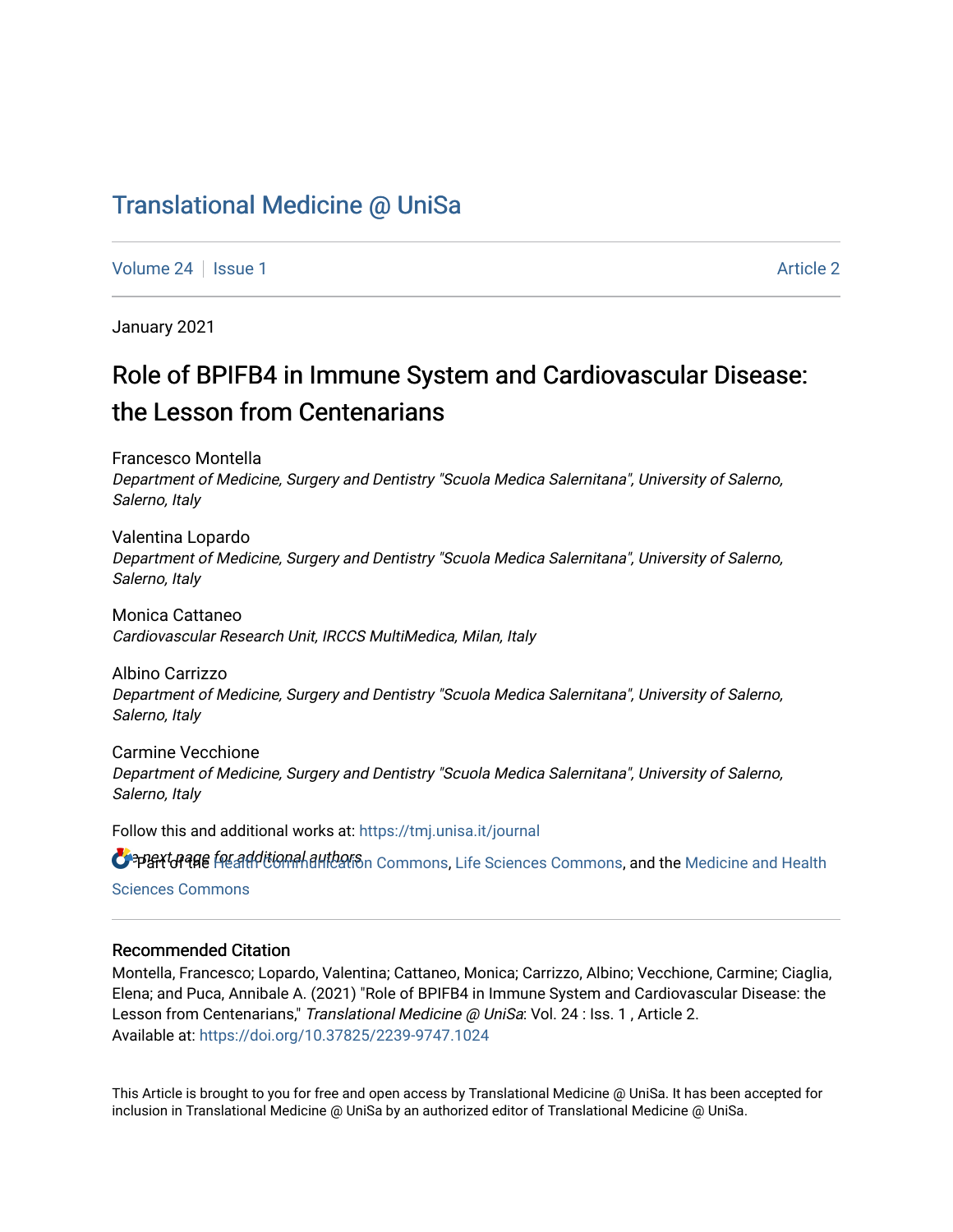# Translational Medicine @ UniSa

Volume 24 | Issue 1 Article 2

January 2021

## Role of BPIFB4 in Immune System and Cardiovascular Disease: the Lesson from Centenarians

Francesco Montella
*Department of Medicine, Surgery and Dentistry "Scuola Medica Salernitana", University of Salerno, Salerno, Italy*

Valentina Lopardo
*Department of Medicine, Surgery and Dentistry "Scuola Medica Salernitana", University of Salerno, Salerno, Italy*

Monica Cattaneo
*Cardiovascular Research Unit, IRCCS MultiMedica, Milan, Italy*

Albino Carrizzo
*Department of Medicine, Surgery and Dentistry "Scuola Medica Salernitana", University of Salerno, Salerno, Italy*

Carmine Vecchione
*Department of Medicine, Surgery and Dentistry "Scuola Medica Salernitana", University of Salerno, Salerno, Italy*

Follow this and additional works at: https://tmj.unisa.it/journal

See next page for additional authors

Part of the Health Communication Commons, Life Sciences Commons, and the Medicine and Health Sciences Commons

### Recommended Citation

Montella, Francesco; Lopardo, Valentina; Cattaneo, Monica; Carrizzo, Albino; Vecchione, Carmine; Ciaglia, Elena; and Puca, Annibale A. (2021) "Role of BPIFB4 in Immune System and Cardiovascular Disease: the Lesson from Centenarians," *Translational Medicine @ UniSa*: Vol. 24 : Iss. 1 , Article 2.
Available at: https://doi.org/10.37825/2239-9747.1024

This Article is brought to you for free and open access by Translational Medicine @ UniSa. It has been accepted for inclusion in Translational Medicine @ UniSa by an authorized editor of Translational Medicine @ UniSa.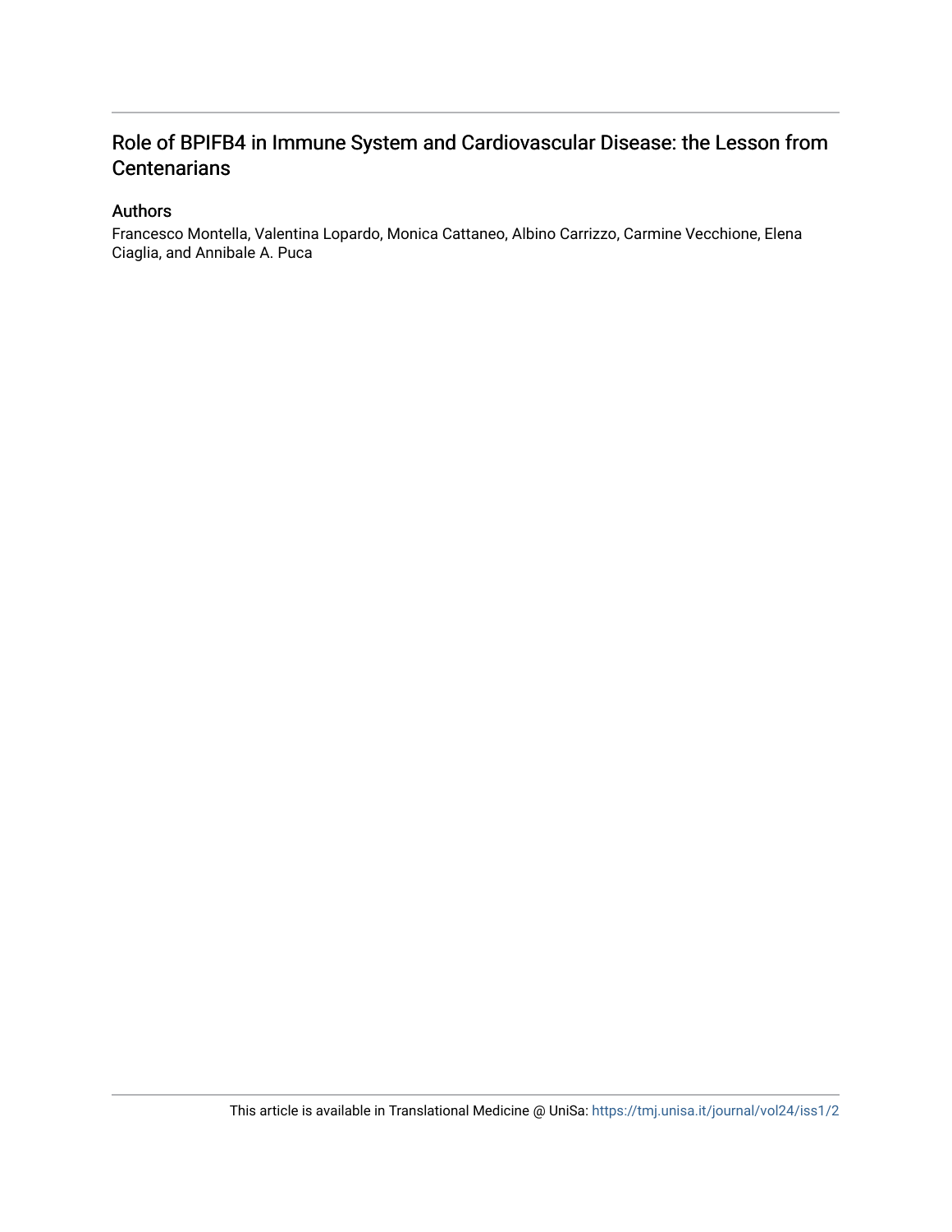# Role of BPIFB4 in Immune System and Cardiovascular Disease: the Lesson from Centenarians

## Authors

Francesco Montella, Valentina Lopardo, Monica Cattaneo, Albino Carrizzo, Carmine Vecchione, Elena Ciaglia, and Annibale A. Puca

This article is available in Translational Medicine @ UniSa: https://tmj.unisa.it/journal/vol24/iss1/2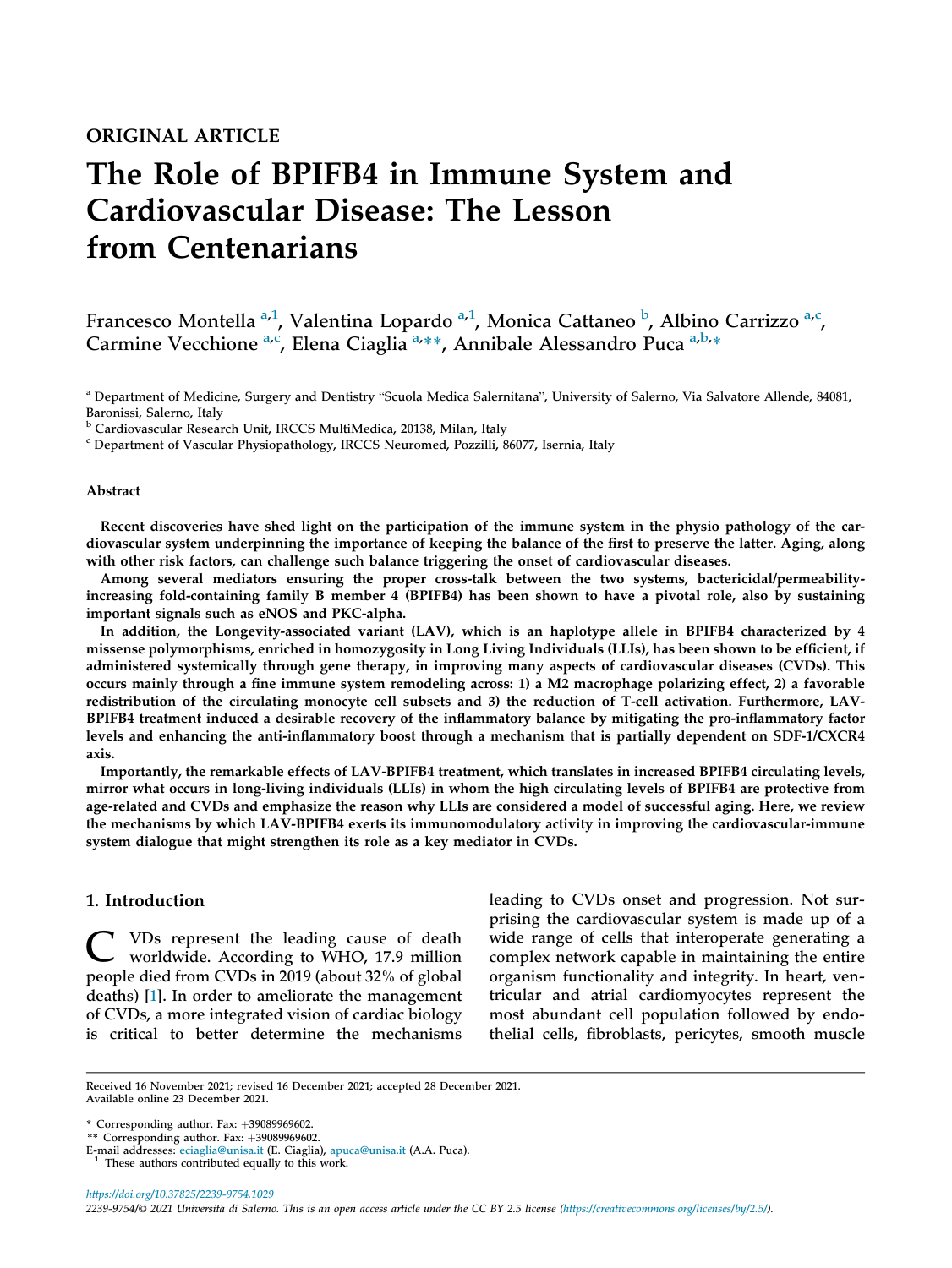ORIGINAL ARTICLE

# The Role of BPIFB4 in Immune System and Cardiovascular Disease: The Lesson from Centenarians

Francesco Montella [a,1], Valentina Lopardo [a,1], Monica Cattaneo [b], Albino Carrizzo [a,c], Carmine Vecchione [a,c], Elena Ciaglia [a,**], Annibale Alessandro Puca [a,b,*]

[a] Department of Medicine, Surgery and Dentistry "Scuola Medica Salernitana", University of Salerno, Via Salvatore Allende, 84081, Baronissi, Salerno, Italy

[b] Cardiovascular Research Unit, IRCCS MultiMedica, 20138, Milan, Italy

[c] Department of Vascular Physiopathology, IRCCS Neuromed, Pozzilli, 86077, Isernia, Italy

### Abstract

**Recent discoveries have shed light on the participation of the immune system in the physio pathology of the cardiovascular system underpinning the importance of keeping the balance of the first to preserve the latter. Aging, along with other risk factors, can challenge such balance triggering the onset of cardiovascular diseases.**

**Among several mediators ensuring the proper cross-talk between the two systems, bactericidal/permeability-increasing fold-containing family B member 4 (BPIFB4) has been shown to have a pivotal role, also by sustaining important signals such as eNOS and PKC-alpha.**

**In addition, the Longevity-associated variant (LAV), which is an haplotype allele in BPIFB4 characterized by 4 missense polymorphisms, enriched in homozygosity in Long Living Individuals (LLIs), has been shown to be efficient, if administered systemically through gene therapy, in improving many aspects of cardiovascular diseases (CVDs). This occurs mainly through a fine immune system remodeling across: 1) a M2 macrophage polarizing effect, 2) a favorable redistribution of the circulating monocyte cell subsets and 3) the reduction of T-cell activation. Furthermore, LAV-BPIFB4 treatment induced a desirable recovery of the inflammatory balance by mitigating the pro-inflammatory factor levels and enhancing the anti-inflammatory boost through a mechanism that is partially dependent on SDF-1/CXCR4 axis.**

**Importantly, the remarkable effects of LAV-BPIFB4 treatment, which translates in increased BPIFB4 circulating levels, mirror what occurs in long-living individuals (LLIs) in whom the high circulating levels of BPIFB4 are protective from age-related and CVDs and emphasize the reason why LLIs are considered a model of successful aging. Here, we review the mechanisms by which LAV-BPIFB4 exerts its immunomodulatory activity in improving the cardiovascular-immune system dialogue that might strengthen its role as a key mediator in CVDs.**

## 1. Introduction

CVDs represent the leading cause of death worldwide. According to WHO, 17.9 million people died from CVDs in 2019 (about 32% of global deaths) [1]. In order to ameliorate the management of CVDs, a more integrated vision of cardiac biology is critical to better determine the mechanisms leading to CVDs onset and progression. Not surprising the cardiovascular system is made up of a wide range of cells that interoperate generating a complex network capable in maintaining the entire organism functionality and integrity. In heart, ventricular and atrial cardiomyocytes represent the most abundant cell population followed by endothelial cells, fibroblasts, pericytes, smooth muscle

Received 16 November 2021; revised 16 December 2021; accepted 28 December 2021.
Available online 23 December 2021.

\* Corresponding author. Fax: +39089969602.
\** Corresponding author. Fax: +39089969602.
E-mail addresses: eciaglia@unisa.it (E. Ciaglia), apuca@unisa.it (A.A. Puca).
[1] These authors contributed equally to this work.

https://doi.org/10.37825/2239-9754.1029
2239-9754/© 2021 Università di Salerno. This is an open access article under the CC BY 2.5 license (https://creativecommons.org/licenses/by/2.5/).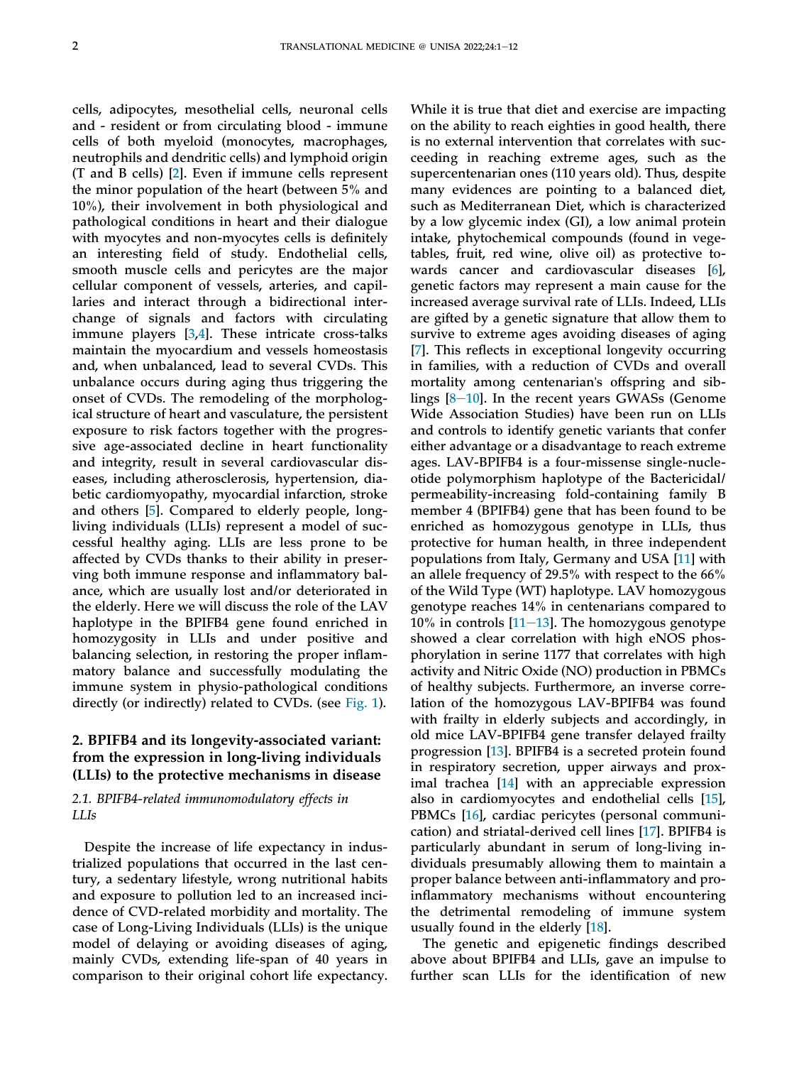cells, adipocytes, mesothelial cells, neuronal cells and - resident or from circulating blood - immune cells of both myeloid (monocytes, macrophages, neutrophils and dendritic cells) and lymphoid origin (T and B cells) [2]. Even if immune cells represent the minor population of the heart (between 5% and 10%), their involvement in both physiological and pathological conditions in heart and their dialogue with myocytes and non-myocytes cells is definitely an interesting field of study. Endothelial cells, smooth muscle cells and pericytes are the major cellular component of vessels, arteries, and capillaries and interact through a bidirectional interchange of signals and factors with circulating immune players [3,4]. These intricate cross-talks maintain the myocardium and vessels homeostasis and, when unbalanced, lead to several CVDs. This unbalance occurs during aging thus triggering the onset of CVDs. The remodeling of the morphological structure of heart and vasculature, the persistent exposure to risk factors together with the progressive age-associated decline in heart functionality and integrity, result in several cardiovascular diseases, including atherosclerosis, hypertension, diabetic cardiomyopathy, myocardial infarction, stroke and others [5]. Compared to elderly people, long-living individuals (LLIs) represent a model of successful healthy aging. LLIs are less prone to be affected by CVDs thanks to their ability in preserving both immune response and inflammatory balance, which are usually lost and/or deteriorated in the elderly. Here we will discuss the role of the LAV haplotype in the BPIFB4 gene found enriched in homozygosity in LLIs and under positive and balancing selection, in restoring the proper inflammatory balance and successfully modulating the immune system in physio-pathological conditions directly (or indirectly) related to CVDs. (see Fig. 1).

## 2. BPIFB4 and its longevity-associated variant: from the expression in long-living individuals (LLIs) to the protective mechanisms in disease

### 2.1. BPIFB4-related immunomodulatory effects in LLIs

Despite the increase of life expectancy in industrialized populations that occurred in the last century, a sedentary lifestyle, wrong nutritional habits and exposure to pollution led to an increased incidence of CVD-related morbidity and mortality. The case of Long-Living Individuals (LLIs) is the unique model of delaying or avoiding diseases of aging, mainly CVDs, extending life-span of 40 years in comparison to their original cohort life expectancy. While it is true that diet and exercise are impacting on the ability to reach eighties in good health, there is no external intervention that correlates with succeeding in reaching extreme ages, such as the supercentenarian ones (110 years old). Thus, despite many evidences are pointing to a balanced diet, such as Mediterranean Diet, which is characterized by a low glycemic index (GI), a low animal protein intake, phytochemical compounds (found in vegetables, fruit, red wine, olive oil) as protective towards cancer and cardiovascular diseases [6], genetic factors may represent a main cause for the increased average survival rate of LLIs. Indeed, LLIs are gifted by a genetic signature that allow them to survive to extreme ages avoiding diseases of aging [7]. This reflects in exceptional longevity occurring in families, with a reduction of CVDs and overall mortality among centenarian's offspring and siblings [8−10]. In the recent years GWASs (Genome Wide Association Studies) have been run on LLIs and controls to identify genetic variants that confer either advantage or a disadvantage to reach extreme ages. LAV-BPIFB4 is a four-missense single-nucleotide polymorphism haplotype of the Bactericidal/permeability-increasing fold-containing family B member 4 (BPIFB4) gene that has been found to be enriched as homozygous genotype in LLIs, thus protective for human health, in three independent populations from Italy, Germany and USA [11] with an allele frequency of 29.5% with respect to the 66% of the Wild Type (WT) haplotype. LAV homozygous genotype reaches 14% in centenarians compared to 10% in controls [11−13]. The homozygous genotype showed a clear correlation with high eNOS phosphorylation in serine 1177 that correlates with high activity and Nitric Oxide (NO) production in PBMCs of healthy subjects. Furthermore, an inverse correlation of the homozygous LAV-BPIFB4 was found with frailty in elderly subjects and accordingly, in old mice LAV-BPIFB4 gene transfer delayed frailty progression [13]. BPIFB4 is a secreted protein found in respiratory secretion, upper airways and proximal trachea [14] with an appreciable expression also in cardiomyocytes and endothelial cells [15], PBMCs [16], cardiac pericytes (personal communication) and striatal-derived cell lines [17]. BPIFB4 is particularly abundant in serum of long-living individuals presumably allowing them to maintain a proper balance between anti-inflammatory and pro-inflammatory mechanisms without encountering the detrimental remodeling of immune system usually found in the elderly [18].

The genetic and epigenetic findings described above about BPIFB4 and LLIs, gave an impulse to further scan LLIs for the identification of new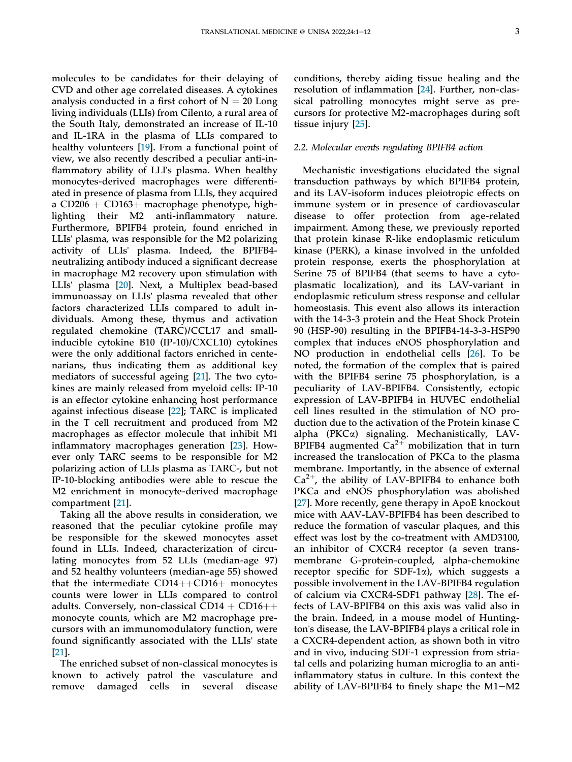molecules to be candidates for their delaying of CVD and other age correlated diseases. A cytokines analysis conducted in a first cohort of N = 20 Long living individuals (LLIs) from Cilento, a rural area of the South Italy, demonstrated an increase of IL-10 and IL-1RA in the plasma of LLIs compared to healthy volunteers [19]. From a functional point of view, we also recently described a peculiar anti-inflammatory ability of LLI's plasma. When healthy monocytes-derived macrophages were differentiated in presence of plasma from LLIs, they acquired a CD206 + CD163+ macrophage phenotype, highlighting their M2 anti-inflammatory nature. Furthermore, BPIFB4 protein, found enriched in LLIs' plasma, was responsible for the M2 polarizing activity of LLIs' plasma. Indeed, the BPIFB4-neutralizing antibody induced a significant decrease in macrophage M2 recovery upon stimulation with LLIs' plasma [20]. Next, a Multiplex bead-based immunoassay on LLIs' plasma revealed that other factors characterized LLIs compared to adult individuals. Among these, thymus and activation regulated chemokine (TARC)/CCL17 and small-inducible cytokine B10 (IP-10)/CXCL10) cytokines were the only additional factors enriched in centenarians, thus indicating them as additional key mediators of successful ageing [21]. The two cytokines are mainly released from myeloid cells: IP-10 is an effector cytokine enhancing host performance against infectious disease [22]; TARC is implicated in the T cell recruitment and produced from M2 macrophages as effector molecule that inhibit M1 inflammatory macrophages generation [23]. However only TARC seems to be responsible for M2 polarizing action of LLIs plasma as TARC-, but not IP-10-blocking antibodies were able to rescue the M2 enrichment in monocyte-derived macrophage compartment [21].

Taking all the above results in consideration, we reasoned that the peculiar cytokine profile may be responsible for the skewed monocytes asset found in LLIs. Indeed, characterization of circulating monocytes from 52 LLIs (median-age 97) and 52 healthy volunteers (median-age 55) showed that the intermediate CD14++CD16+ monocytes counts were lower in LLIs compared to control adults. Conversely, non-classical CD14 + CD16++ monocyte counts, which are M2 macrophage precursors with an immunomodulatory function, were found significantly associated with the LLIs' state [21].

The enriched subset of non-classical monocytes is known to actively patrol the vasculature and remove damaged cells in several disease conditions, thereby aiding tissue healing and the resolution of inflammation [24]. Further, non-classical patrolling monocytes might serve as precursors for protective M2-macrophages during soft tissue injury [25].

### 2.2. Molecular events regulating BPIFB4 action

Mechanistic investigations elucidated the signal transduction pathways by which BPIFB4 protein, and its LAV-isoform induces pleiotropic effects on immune system or in presence of cardiovascular disease to offer protection from age-related impairment. Among these, we previously reported that protein kinase R-like endoplasmic reticulum kinase (PERK), a kinase involved in the unfolded protein response, exerts the phosphorylation at Serine 75 of BPIFB4 (that seems to have a cytoplasmatic localization), and its LAV-variant in endoplasmic reticulum stress response and cellular homeostasis. This event also allows its interaction with the 14-3-3 protein and the Heat Shock Protein 90 (HSP-90) complex resulting in the BPIFB4-14-3-3-HSP90 complex that induces eNOS phosphorylation and NO production in endothelial cells [26]. To be noted, the formation of the complex that is paired with the BPIFB4 serine 75 phosphorylation, is a peculiarity of LAV-BPIFB4. Consistently, ectopic expression of LAV-BPIFB4 in HUVEC endothelial cell lines resulted in the stimulation of NO production due to the activation of the Protein kinase C alpha (PKCα) signaling. Mechanistically, LAV-BPIFB4 augmented $Ca^{2+}$ mobilization that in turn increased the translocation of PKCa to the plasma membrane. Importantly, in the absence of external $Ca^{2+}$, the ability of LAV-BPIFB4 to enhance both PKCa and eNOS phosphorylation was abolished [27]. More recently, gene therapy in ApoE knockout mice with AAV-LAV-BPIFB4 has been described to reduce the formation of vascular plaques, and this effect was lost by the co-treatment with AMD3100, an inhibitor of CXCR4 receptor (a seven transmembrane G-protein-coupled, alpha-chemokine receptor specific for SDF-1α), which suggests a possible involvement in the LAV-BPIFB4 regulation of calcium via CXCR4-SDF1 pathway [28]. The effects of LAV-BPIFB4 on this axis was valid also in the brain. Indeed, in a mouse model of Huntington's disease, the LAV-BPIFB4 plays a critical role in a CXCR4-dependent action, as shown both in vitro and in vivo, inducing SDF-1 expression from striatal cells and polarizing human microglia to an anti-inflammatory status in culture. In this context the ability of LAV-BPIFB4 to finely shape the M1–M2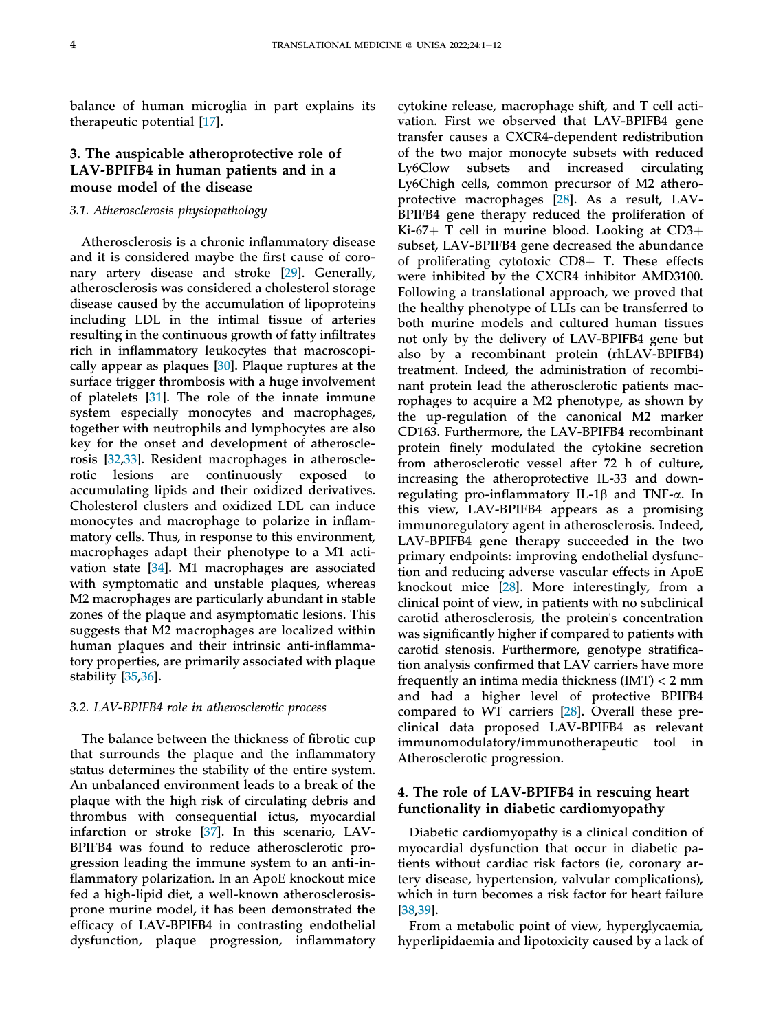balance of human microglia in part explains its therapeutic potential [17].

## 3. The auspicable atheroprotective role of LAV-BPIFB4 in human patients and in a mouse model of the disease

### 3.1. Atherosclerosis physiopathology

Atherosclerosis is a chronic inflammatory disease and it is considered maybe the first cause of coronary artery disease and stroke [29]. Generally, atherosclerosis was considered a cholesterol storage disease caused by the accumulation of lipoproteins including LDL in the intimal tissue of arteries resulting in the continuous growth of fatty infiltrates rich in inflammatory leukocytes that macroscopically appear as plaques [30]. Plaque ruptures at the surface trigger thrombosis with a huge involvement of platelets [31]. The role of the innate immune system especially monocytes and macrophages, together with neutrophils and lymphocytes are also key for the onset and development of atherosclerosis [32,33]. Resident macrophages in atherosclerotic lesions are continuously exposed to accumulating lipids and their oxidized derivatives. Cholesterol clusters and oxidized LDL can induce monocytes and macrophage to polarize in inflammatory cells. Thus, in response to this environment, macrophages adapt their phenotype to a M1 activation state [34]. M1 macrophages are associated with symptomatic and unstable plaques, whereas M2 macrophages are particularly abundant in stable zones of the plaque and asymptomatic lesions. This suggests that M2 macrophages are localized within human plaques and their intrinsic anti-inflammatory properties, are primarily associated with plaque stability [35,36].

### 3.2. LAV-BPIFB4 role in atherosclerotic process

The balance between the thickness of fibrotic cup that surrounds the plaque and the inflammatory status determines the stability of the entire system. An unbalanced environment leads to a break of the plaque with the high risk of circulating debris and thrombus with consequential ictus, myocardial infarction or stroke [37]. In this scenario, LAV-BPIFB4 was found to reduce atherosclerotic progression leading the immune system to an anti-inflammatory polarization. In an ApoE knockout mice fed a high-lipid diet, a well-known atherosclerosis-prone murine model, it has been demonstrated the efficacy of LAV-BPIFB4 in contrasting endothelial dysfunction, plaque progression, inflammatory cytokine release, macrophage shift, and T cell activation. First we observed that LAV-BPIFB4 gene transfer causes a CXCR4-dependent redistribution of the two major monocyte subsets with reduced Ly6Clow subsets and increased circulating Ly6Chigh cells, common precursor of M2 atheroprotective macrophages [28]. As a result, LAV-BPIFB4 gene therapy reduced the proliferation of Ki-67+ T cell in murine blood. Looking at CD3+ subset, LAV-BPIFB4 gene decreased the abundance of proliferating cytotoxic CD8+ T. These effects were inhibited by the CXCR4 inhibitor AMD3100. Following a translational approach, we proved that the healthy phenotype of LLIs can be transferred to both murine models and cultured human tissues not only by the delivery of LAV-BPIFB4 gene but also by a recombinant protein (rhLAV-BPIFB4) treatment. Indeed, the administration of recombinant protein lead the atherosclerotic patients macrophages to acquire a M2 phenotype, as shown by the up-regulation of the canonical M2 marker CD163. Furthermore, the LAV-BPIFB4 recombinant protein finely modulated the cytokine secretion from atherosclerotic vessel after 72 h of culture, increasing the atheroprotective IL-33 and down-regulating pro-inflammatory IL-1β and TNF-α. In this view, LAV-BPIFB4 appears as a promising immunoregulatory agent in atherosclerosis. Indeed, LAV-BPIFB4 gene therapy succeeded in the two primary endpoints: improving endothelial dysfunction and reducing adverse vascular effects in ApoE knockout mice [28]. More interestingly, from a clinical point of view, in patients with no subclinical carotid atherosclerosis, the protein's concentration was significantly higher if compared to patients with carotid stenosis. Furthermore, genotype stratification analysis confirmed that LAV carriers have more frequently an intima media thickness (IMT) < 2 mm and had a higher level of protective BPIFB4 compared to WT carriers [28]. Overall these preclinical data proposed LAV-BPIFB4 as relevant immunomodulatory/immunotherapeutic tool in Atherosclerotic progression.

## 4. The role of LAV-BPIFB4 in rescuing heart functionality in diabetic cardiomyopathy

Diabetic cardiomyopathy is a clinical condition of myocardial dysfunction that occur in diabetic patients without cardiac risk factors (ie, coronary artery disease, hypertension, valvular complications), which in turn becomes a risk factor for heart failure [38,39].

From a metabolic point of view, hyperglycaemia, hyperlipidaemia and lipotoxicity caused by a lack of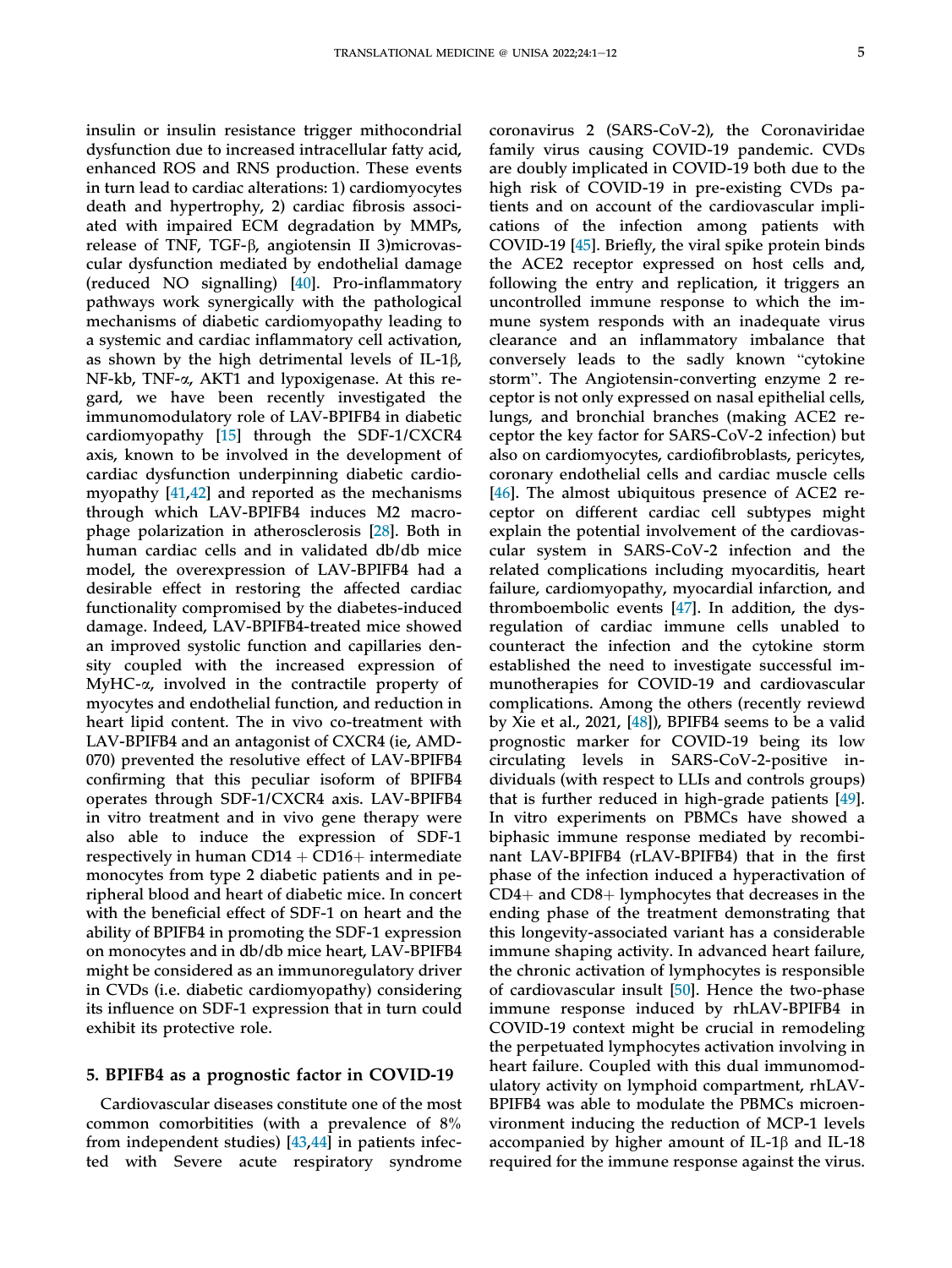insulin or insulin resistance trigger mithocondrial dysfunction due to increased intracellular fatty acid, enhanced ROS and RNS production. These events in turn lead to cardiac alterations: 1) cardiomyocytes death and hypertrophy, 2) cardiac fibrosis associated with impaired ECM degradation by MMPs, release of TNF, TGF-β, angiotensin II 3)microvascular dysfunction mediated by endothelial damage (reduced NO signalling) [40]. Pro-inflammatory pathways work synergically with the pathological mechanisms of diabetic cardiomyopathy leading to a systemic and cardiac inflammatory cell activation, as shown by the high detrimental levels of IL-1β, NF-kb, TNF-α, AKT1 and lypoxigenase. At this regard, we have been recently investigated the immunomodulatory role of LAV-BPIFB4 in diabetic cardiomyopathy [15] through the SDF-1/CXCR4 axis, known to be involved in the development of cardiac dysfunction underpinning diabetic cardiomyopathy [41,42] and reported as the mechanisms through which LAV-BPIFB4 induces M2 macrophage polarization in atherosclerosis [28]. Both in human cardiac cells and in validated db/db mice model, the overexpression of LAV-BPIFB4 had a desirable effect in restoring the affected cardiac functionality compromised by the diabetes-induced damage. Indeed, LAV-BPIFB4-treated mice showed an improved systolic function and capillaries density coupled with the increased expression of MyHC-α, involved in the contractile property of myocytes and endothelial function, and reduction in heart lipid content. The in vivo co-treatment with LAV-BPIFB4 and an antagonist of CXCR4 (ie, AMD-070) prevented the resolutive effect of LAV-BPIFB4 confirming that this peculiar isoform of BPIFB4 operates through SDF-1/CXCR4 axis. LAV-BPIFB4 in vitro treatment and in vivo gene therapy were also able to induce the expression of SDF-1 respectively in human CD14 + CD16+ intermediate monocytes from type 2 diabetic patients and in peripheral blood and heart of diabetic mice. In concert with the beneficial effect of SDF-1 on heart and the ability of BPIFB4 in promoting the SDF-1 expression on monocytes and in db/db mice heart, LAV-BPIFB4 might be considered as an immunoregulatory driver in CVDs (i.e. diabetic cardiomyopathy) considering its influence on SDF-1 expression that in turn could exhibit its protective role.

## 5. BPIFB4 as a prognostic factor in COVID-19

Cardiovascular diseases constitute one of the most common comorbitities (with a prevalence of 8% from independent studies) [43,44] in patients infected with Severe acute respiratory syndrome coronavirus 2 (SARS-CoV-2), the Coronaviridae family virus causing COVID-19 pandemic. CVDs are doubly implicated in COVID-19 both due to the high risk of COVID-19 in pre-existing CVDs patients and on account of the cardiovascular implications of the infection among patients with COVID-19 [45]. Briefly, the viral spike protein binds the ACE2 receptor expressed on host cells and, following the entry and replication, it triggers an uncontrolled immune response to which the immune system responds with an inadequate virus clearance and an inflammatory imbalance that conversely leads to the sadly known "cytokine storm". The Angiotensin-converting enzyme 2 receptor is not only expressed on nasal epithelial cells, lungs, and bronchial branches (making ACE2 receptor the key factor for SARS-CoV-2 infection) but also on cardiomyocytes, cardiofibroblasts, pericytes, coronary endothelial cells and cardiac muscle cells [46]. The almost ubiquitous presence of ACE2 receptor on different cardiac cell subtypes might explain the potential involvement of the cardiovascular system in SARS-CoV-2 infection and the related complications including myocarditis, heart failure, cardiomyopathy, myocardial infarction, and thromboembolic events [47]. In addition, the dysregulation of cardiac immune cells unabled to counteract the infection and the cytokine storm established the need to investigate successful immunotherapies for COVID-19 and cardiovascular complications. Among the others (recently reviewd by Xie et al., 2021, [48]), BPIFB4 seems to be a valid prognostic marker for COVID-19 being its low circulating levels in SARS-CoV-2-positive individuals (with respect to LLIs and controls groups) that is further reduced in high-grade patients [49]. In vitro experiments on PBMCs have showed a biphasic immune response mediated by recombinant LAV-BPIFB4 (rLAV-BPIFB4) that in the first phase of the infection induced a hyperactivation of CD4+ and CD8+ lymphocytes that decreases in the ending phase of the treatment demonstrating that this longevity-associated variant has a considerable immune shaping activity. In advanced heart failure, the chronic activation of lymphocytes is responsible of cardiovascular insult [50]. Hence the two-phase immune response induced by rhLAV-BPIFB4 in COVID-19 context might be crucial in remodeling the perpetuated lymphocytes activation involving in heart failure. Coupled with this dual immunomodulatory activity on lymphoid compartment, rhLAV-BPIFB4 was able to modulate the PBMCs microenvironment inducing the reduction of MCP-1 levels accompanied by higher amount of IL-1β and IL-18 required for the immune response against the virus.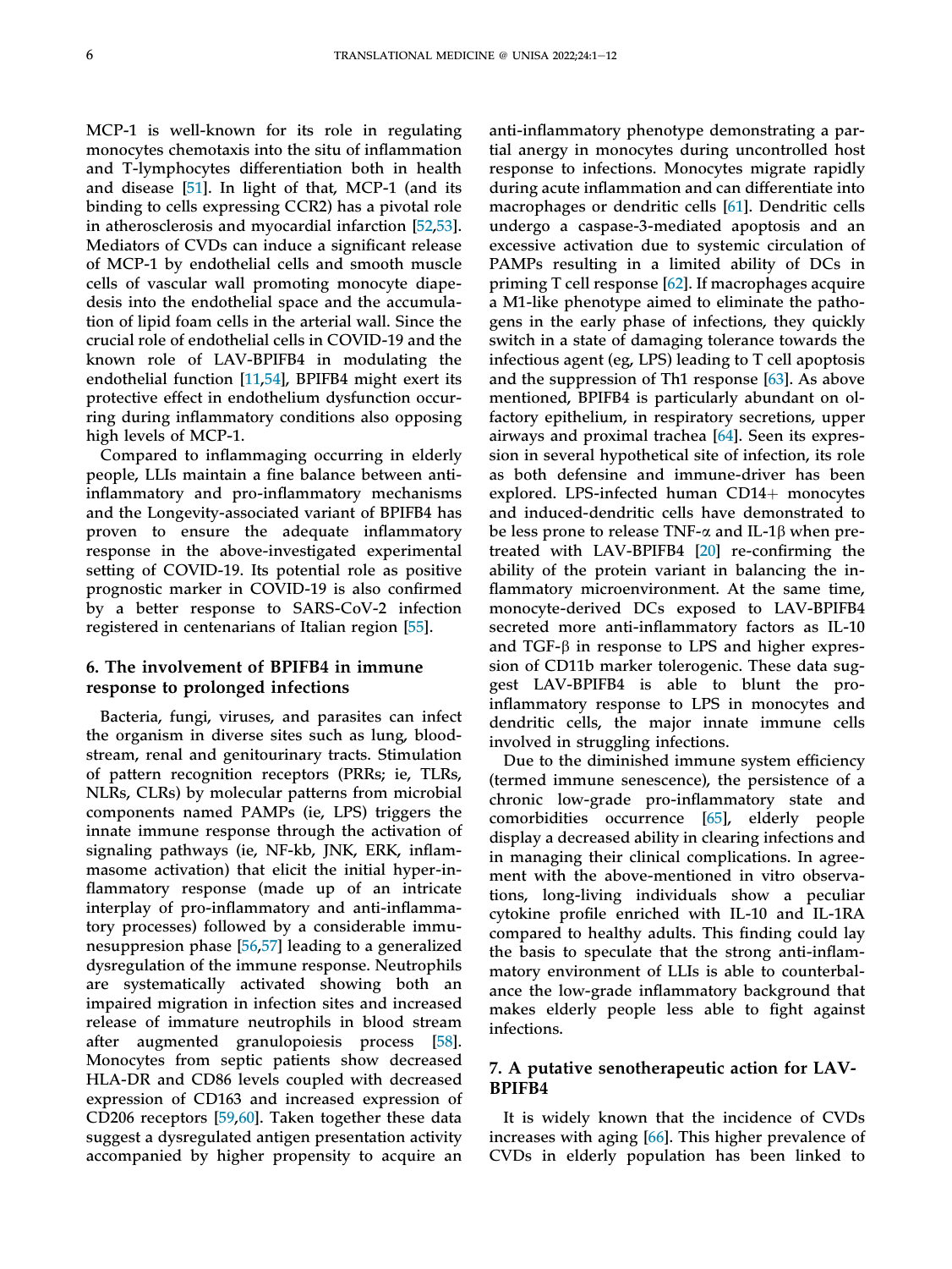MCP-1 is well-known for its role in regulating monocytes chemotaxis into the situ of inflammation and T-lymphocytes differentiation both in health and disease [51]. In light of that, MCP-1 (and its binding to cells expressing CCR2) has a pivotal role in atherosclerosis and myocardial infarction [52,53]. Mediators of CVDs can induce a significant release of MCP-1 by endothelial cells and smooth muscle cells of vascular wall promoting monocyte diapedesis into the endothelial space and the accumulation of lipid foam cells in the arterial wall. Since the crucial role of endothelial cells in COVID-19 and the known role of LAV-BPIFB4 in modulating the endothelial function [11,54], BPIFB4 might exert its protective effect in endothelium dysfunction occurring during inflammatory conditions also opposing high levels of MCP-1.

Compared to inflammaging occurring in elderly people, LLIs maintain a fine balance between anti-inflammatory and pro-inflammatory mechanisms and the Longevity-associated variant of BPIFB4 has proven to ensure the adequate inflammatory response in the above-investigated experimental setting of COVID-19. Its potential role as positive prognostic marker in COVID-19 is also confirmed by a better response to SARS-CoV-2 infection registered in centenarians of Italian region [55].

## 6. The involvement of BPIFB4 in immune response to prolonged infections

Bacteria, fungi, viruses, and parasites can infect the organism in diverse sites such as lung, bloodstream, renal and genitourinary tracts. Stimulation of pattern recognition receptors (PRRs; ie, TLRs, NLRs, CLRs) by molecular patterns from microbial components named PAMPs (ie, LPS) triggers the innate immune response through the activation of signaling pathways (ie, NF-kb, JNK, ERK, inflammasome activation) that elicit the initial hyper-inflammatory response (made up of an intricate interplay of pro-inflammatory and anti-inflammatory processes) followed by a considerable immunesuppresion phase [56,57] leading to a generalized dysregulation of the immune response. Neutrophils are systematically activated showing both an impaired migration in infection sites and increased release of immature neutrophils in blood stream after augmented granulopoiesis process [58]. Monocytes from septic patients show decreased HLA-DR and CD86 levels coupled with decreased expression of CD163 and increased expression of CD206 receptors [59,60]. Taken together these data suggest a dysregulated antigen presentation activity accompanied by higher propensity to acquire an anti-inflammatory phenotype demonstrating a partial anergy in monocytes during uncontrolled host response to infections. Monocytes migrate rapidly during acute inflammation and can differentiate into macrophages or dendritic cells [61]. Dendritic cells undergo a caspase-3-mediated apoptosis and an excessive activation due to systemic circulation of PAMPs resulting in a limited ability of DCs in priming T cell response [62]. If macrophages acquire a M1-like phenotype aimed to eliminate the pathogens in the early phase of infections, they quickly switch in a state of damaging tolerance towards the infectious agent (eg, LPS) leading to T cell apoptosis and the suppression of Th1 response [63]. As above mentioned, BPIFB4 is particularly abundant on olfactory epithelium, in respiratory secretions, upper airways and proximal trachea [64]. Seen its expression in several hypothetical site of infection, its role as both defensine and immune-driver has been explored. LPS-infected human CD14+ monocytes and induced-dendritic cells have demonstrated to be less prone to release TNF-α and IL-1β when pretreated with LAV-BPIFB4 [20] re-confirming the ability of the protein variant in balancing the inflammatory microenvironment. At the same time, monocyte-derived DCs exposed to LAV-BPIFB4 secreted more anti-inflammatory factors as IL-10 and TGF-β in response to LPS and higher expression of CD11b marker tolerogenic. These data suggest LAV-BPIFB4 is able to blunt the pro-inflammatory response to LPS in monocytes and dendritic cells, the major innate immune cells involved in struggling infections.

Due to the diminished immune system efficiency (termed immune senescence), the persistence of a chronic low-grade pro-inflammatory state and comorbidities occurrence [65], elderly people display a decreased ability in clearing infections and in managing their clinical complications. In agreement with the above-mentioned in vitro observations, long-living individuals show a peculiar cytokine profile enriched with IL-10 and IL-1RA compared to healthy adults. This finding could lay the basis to speculate that the strong anti-inflammatory environment of LLIs is able to counterbalance the low-grade inflammatory background that makes elderly people less able to fight against infections.

## 7. A putative senotherapeutic action for LAV-BPIFB4

It is widely known that the incidence of CVDs increases with aging [66]. This higher prevalence of CVDs in elderly population has been linked to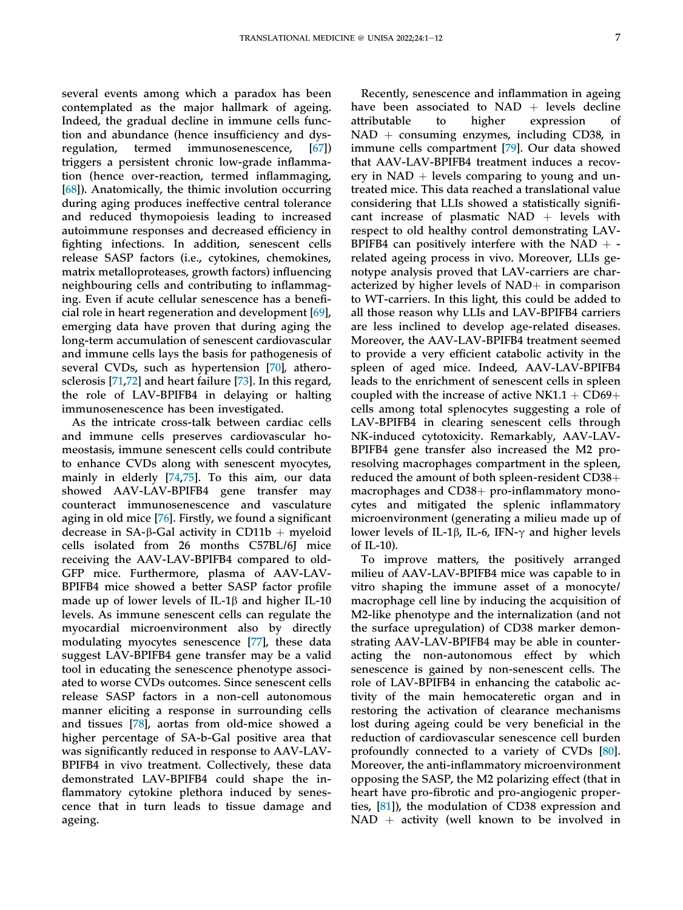several events among which a paradox has been contemplated as the major hallmark of ageing. Indeed, the gradual decline in immune cells function and abundance (hence insufficiency and dysregulation, termed immunosenescence, [67]) triggers a persistent chronic low-grade inflammation (hence over-reaction, termed inflammaging, [68]). Anatomically, the thimic involution occurring during aging produces ineffective central tolerance and reduced thymopoiesis leading to increased autoimmune responses and decreased efficiency in fighting infections. In addition, senescent cells release SASP factors (i.e., cytokines, chemokines, matrix metalloproteases, growth factors) influencing neighbouring cells and contributing to inflammaging. Even if acute cellular senescence has a beneficial role in heart regeneration and development [69], emerging data have proven that during aging the long-term accumulation of senescent cardiovascular and immune cells lays the basis for pathogenesis of several CVDs, such as hypertension [70], atherosclerosis [71,72] and heart failure [73]. In this regard, the role of LAV-BPIFB4 in delaying or halting immunosenescence has been investigated.

As the intricate cross-talk between cardiac cells and immune cells preserves cardiovascular homeostasis, immune senescent cells could contribute to enhance CVDs along with senescent myocytes, mainly in elderly [74,75]. To this aim, our data showed AAV-LAV-BPIFB4 gene transfer may counteract immunosenescence and vasculature aging in old mice [76]. Firstly, we found a significant decrease in SA-β-Gal activity in CD11b + myeloid cells isolated from 26 months C57BL/6J mice receiving the AAV-LAV-BPIFB4 compared to old-GFP mice. Furthermore, plasma of AAV-LAV-BPIFB4 mice showed a better SASP factor profile made up of lower levels of IL-1β and higher IL-10 levels. As immune senescent cells can regulate the myocardial microenvironment also by directly modulating myocytes senescence [77], these data suggest LAV-BPIFB4 gene transfer may be a valid tool in educating the senescence phenotype associated to worse CVDs outcomes. Since senescent cells release SASP factors in a non-cell autonomous manner eliciting a response in surrounding cells and tissues [78], aortas from old-mice showed a higher percentage of SA-b-Gal positive area that was significantly reduced in response to AAV-LAV-BPIFB4 in vivo treatment. Collectively, these data demonstrated LAV-BPIFB4 could shape the inflammatory cytokine plethora induced by senescence that in turn leads to tissue damage and ageing.

Recently, senescence and inflammation in ageing have been associated to NAD + levels decline attributable to higher expression of NAD + consuming enzymes, including CD38, in immune cells compartment [79]. Our data showed that AAV-LAV-BPIFB4 treatment induces a recovery in NAD + levels comparing to young and untreated mice. This data reached a translational value considering that LLIs showed a statistically significant increase of plasmatic NAD + levels with respect to old healthy control demonstrating LAV-BPIFB4 can positively interfere with the NAD + -related ageing process in vivo. Moreover, LLIs genotype analysis proved that LAV-carriers are characterized by higher levels of NAD+ in comparison to WT-carriers. In this light, this could be added to all those reason why LLIs and LAV-BPIFB4 carriers are less inclined to develop age-related diseases. Moreover, the AAV-LAV-BPIFB4 treatment seemed to provide a very efficient catabolic activity in the spleen of aged mice. Indeed, AAV-LAV-BPIFB4 leads to the enrichment of senescent cells in spleen coupled with the increase of active NK1.1 + CD69+ cells among total splenocytes suggesting a role of LAV-BPIFB4 in clearing senescent cells through NK-induced cytotoxicity. Remarkably, AAV-LAV-BPIFB4 gene transfer also increased the M2 pro-resolving macrophages compartment in the spleen, reduced the amount of both spleen-resident CD38+ macrophages and CD38+ pro-inflammatory monocytes and mitigated the splenic inflammatory microenvironment (generating a milieu made up of lower levels of IL-1β, IL-6, IFN-γ and higher levels of IL-10).

To improve matters, the positively arranged milieu of AAV-LAV-BPIFB4 mice was capable to in vitro shaping the immune asset of a monocyte/macrophage cell line by inducing the acquisition of M2-like phenotype and the internalization (and not the surface upregulation) of CD38 marker demonstrating AAV-LAV-BPIFB4 may be able in counteracting the non-autonomous effect by which senescence is gained by non-senescent cells. The role of LAV-BPIFB4 in enhancing the catabolic activity of the main hemocateretic organ and in restoring the activation of clearance mechanisms lost during ageing could be very beneficial in the reduction of cardiovascular senescence cell burden profoundly connected to a variety of CVDs [80]. Moreover, the anti-inflammatory microenvironment opposing the SASP, the M2 polarizing effect (that in heart have pro-fibrotic and pro-angiogenic properties, [81]), the modulation of CD38 expression and NAD + activity (well known to be involved in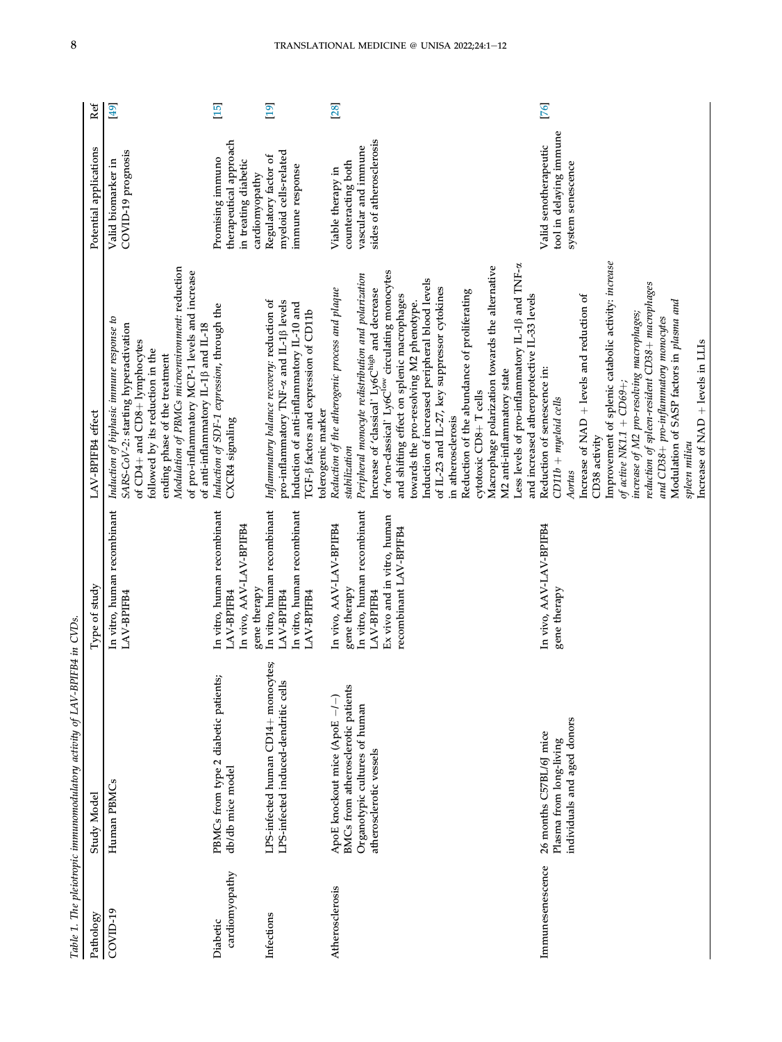Table 1. *The pleiotropic immunomodulatory activity of LAV-BPIFB4 in CVDs.*

| Pathology | Study Model | Type of study | LAV-BPIFB4 effect | Potential applications | Ref |
|---|---|---|---|---|---|
| COVID-19 | Human PBMCs | In vitro, human recombinant LAV-BPIFB4 | *Induction of biphasic immune response to SARS-CoV-2*: starting hyperactivation of CD4+ and CD8+ lymphocytes followed by its reduction in the ending phase of the treatment<br>*Modulation of PBMCs microenvironment*: reduction of pro-inflammatory MCP-1 levels and increase of anti-inflammatory IL-1β and IL-18 | Valid biomarker in COVID-19 prognosis | [49] |
| Diabetic cardiomyopathy | PBMCs from type 2 diabetic patients; db/db mice model | In vitro, human recombinant LAV-BPIFB4<br>In vivo, AAV-LAV-BPIFB4 gene therapy | *Induction of SDF-1 expression*, through the CXCR4 signaling | Promising immuno therapeutical approach in treating diabetic cardiomyopathy | [15] |
| Infections | LPS-infected human CD14+ monocytes; LPS-infected induced-dendritic cells | In vitro, human recombinant LAV-BPIFB4<br>In vitro, human recombinant LAV-BPIFB4 | *Inflammatory balance recovery*: reduction of pro-inflammatory TNF-α and IL-1β levels<br>Induction of anti-inflammatory IL-10 and TGF-β factors and expression of CD11b tolerogenic marker | Regulatory factor of myeloid cells-related immune response | [19] |
| Atherosclerosis | ApoE knockout mice (ApoE −/−)<br>BMCs from atherosclerotic patients<br>Organotypic cultures of human atherosclerotic vessels | In vivo, AAV-LAV-BPIFB4 gene therapy<br>In vitro, human recombinant LAV-BPIFB4<br>Ex vivo and in vitro, human recombinant LAV-BPIFB4 | *Reduction of the atherogenic process and plaque stabilization*<br>*Peripheral monocyte redistribution and polarization*<br>Increase of 'classical' Ly6C$^{high}$ and decrease of 'non-classical' Ly6C$^{low}$ circulating monocytes and shifting effect on splenic macrophages towards the pro-resolving M2 phenotype.<br>Induction of increased peripheral blood levels of IL-23 and IL-27, key suppressor cytokines in atherosclerosis<br>Reduction of the abundance of proliferating cytotoxic CD8+ T cells<br>Macrophage polarization towards the alternative M2 anti-inflammatory state<br>Less levels of pro-inflammatory IL-1β and TNF-α and increased atheroprotective IL-33 levels | Viable therapy in counteracting both vascular and immune sides of atherosclerosis | [28] |
| Immunesenescence | 26 months C57BL/6J mice<br>Plasma from long-living individuals and aged donors | In vivo, AAV-LAV-BPIFB4 gene therapy | Reduction of senescence in:<br>*CD11b + myeloid cells*<br>*Aortas*<br>Increase of NAD + levels and reduction of CD38 activity<br>Improvement of splenic catabolic activity: *increase of active NK1.1 + CD69+;*<br>*increase of M2 pro-resolving macrophages;*<br>*reduction of spleen-resident CD38+ macrophages and CD38+ pro-inflammatory monocytes*<br>Modulation of SASP factors in *plasma and spleen milieu*<br>Increase of NAD + levels in LLIs | Valid senotherapeutic tool in delaying immune system senescence | [76] |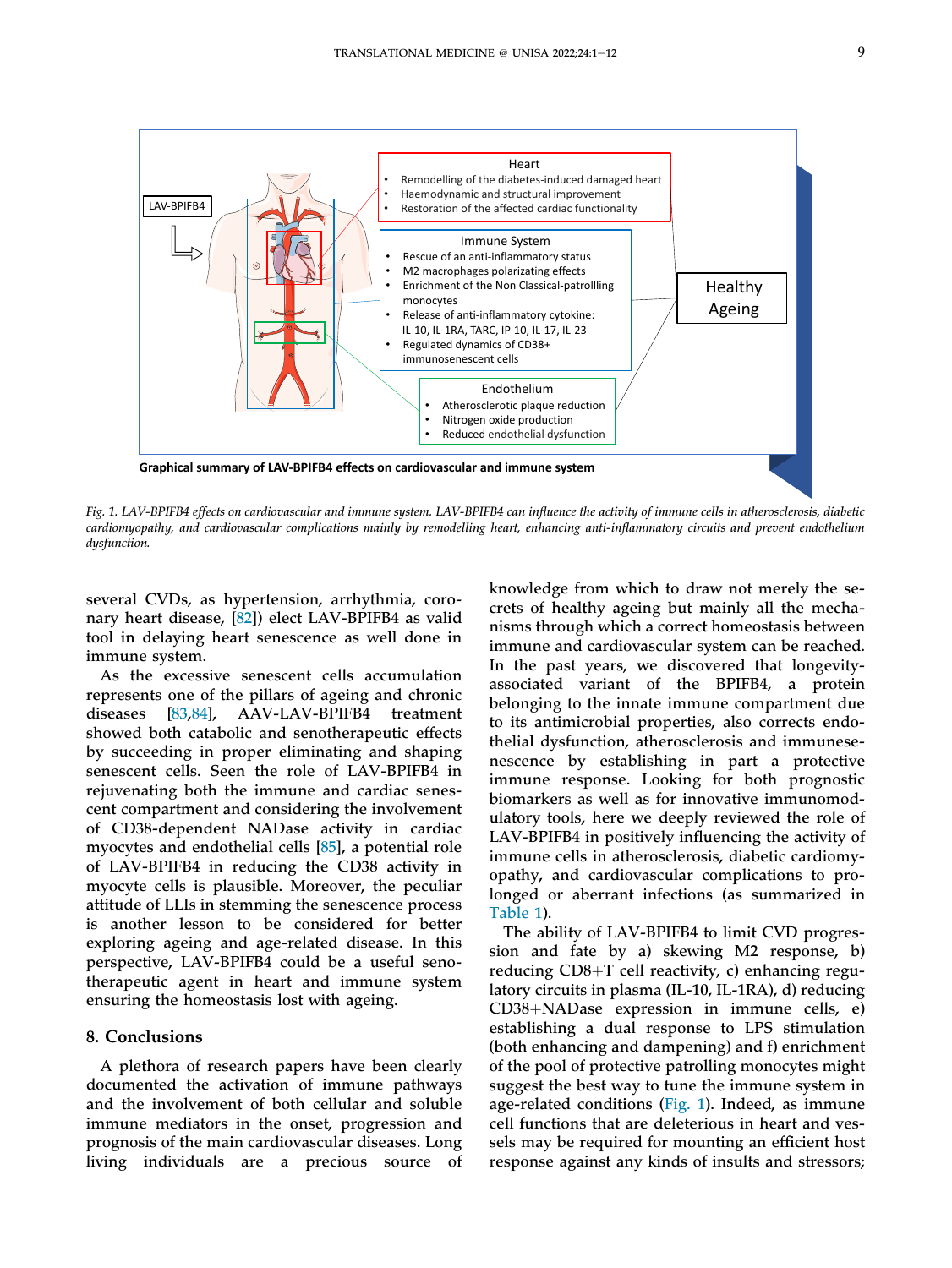Graphical summary of LAV-BPIFB4 effects on cardiovascular and immune system

LAV-BPIFB4

Heart
- Remodelling of the diabetes-induced damaged heart
- Haemodynamic and structural improvement
- Restoration of the affected cardiac functionality

Immune System
- Rescue of an anti-inflammatory status
- M2 macrophages polarizing effects
- Enrichment of the Non Classical-patrollling monocytes
- Release of anti-inflammatory cytokine: IL-10, IL-1RA, TARC, IP-10, IL-17, IL-23
- Regulated dynamics of CD38+ immunosenescent cells

Endothelium
- Atherosclerotic plaque reduction
- Nitrogen oxide production
- Reduced endothelial dysfunction

Healthy Ageing

*Fig. 1. LAV-BPIFB4 effects on cardiovascular and immune system. LAV-BPIFB4 can influence the activity of immune cells in atherosclerosis, diabetic cardiomyopathy, and cardiovascular complications mainly by remodelling heart, enhancing anti-inflammatory circuits and prevent endothelium dysfunction.*

several CVDs, as hypertension, arrhythmia, coronary heart disease, [82]) elect LAV-BPIFB4 as valid tool in delaying heart senescence as well done in immune system.

As the excessive senescent cells accumulation represents one of the pillars of ageing and chronic diseases [83,84], AAV-LAV-BPIFB4 treatment showed both catabolic and senotherapeutic effects by succeeding in proper eliminating and shaping senescent cells. Seen the role of LAV-BPIFB4 in rejuvenating both the immune and cardiac senescent compartment and considering the involvement of CD38-dependent NADase activity in cardiac myocytes and endothelial cells [85], a potential role of LAV-BPIFB4 in reducing the CD38 activity in myocyte cells is plausible. Moreover, the peculiar attitude of LLIs in stemming the senescence process is another lesson to be considered for better exploring ageing and age-related disease. In this perspective, LAV-BPIFB4 could be a useful senotherapeutic agent in heart and immune system ensuring the homeostasis lost with ageing.

## 8. Conclusions

A plethora of research papers have been clearly documented the activation of immune pathways and the involvement of both cellular and soluble immune mediators in the onset, progression and prognosis of the main cardiovascular diseases. Long living individuals are a precious source of knowledge from which to draw not merely the secrets of healthy ageing but mainly all the mechanisms through which a correct homeostasis between immune and cardiovascular system can be reached. In the past years, we discovered that longevity-associated variant of the BPIFB4, a protein belonging to the innate immune compartment due to its antimicrobial properties, also corrects endothelial dysfunction, atherosclerosis and immunesenescence by establishing in part a protective immune response. Looking for both prognostic biomarkers as well as for innovative immunomodulatory tools, here we deeply reviewed the role of LAV-BPIFB4 in positively influencing the activity of immune cells in atherosclerosis, diabetic cardiomyopathy, and cardiovascular complications to prolonged or aberrant infections (as summarized in Table 1).

The ability of LAV-BPIFB4 to limit CVD progression and fate by a) skewing M2 response, b) reducing CD8+T cell reactivity, c) enhancing regulatory circuits in plasma (IL-10, IL-1RA), d) reducing CD38+NADase expression in immune cells, e) establishing a dual response to LPS stimulation (both enhancing and dampening) and f) enrichment of the pool of protective patrolling monocytes might suggest the best way to tune the immune system in age-related conditions (Fig. 1). Indeed, as immune cell functions that are deleterious in heart and vessels may be required for mounting an efficient host response against any kinds of insults and stressors;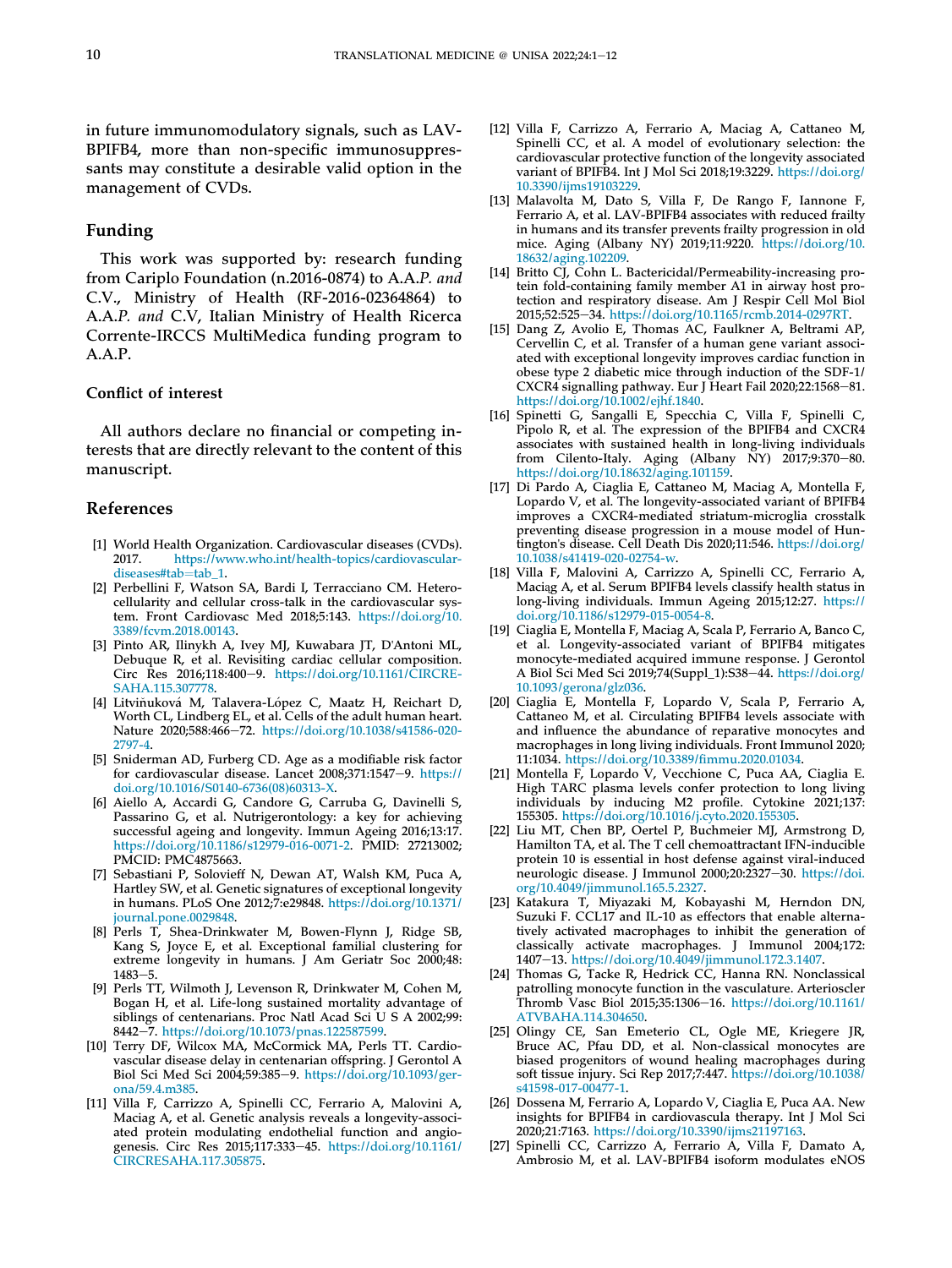in future immunomodulatory signals, such as LAV-BPIFB4, more than non-specific immunosuppressants may constitute a desirable valid option in the management of CVDs.

## Funding

This work was supported by: research funding from Cariplo Foundation (n.2016-0874) to A.A.*P. and* C.V., Ministry of Health (RF-2016-02364864) to A.A.*P. and* C.V, Italian Ministry of Health Ricerca Corrente-IRCCS MultiMedica funding program to A.A.P.

### Conflict of interest

All authors declare no financial or competing interests that are directly relevant to the content of this manuscript.

## References

[1] World Health Organization. Cardiovascular diseases (CVDs). 2017. https://www.who.int/health-topics/cardiovascular-diseases#tab=tab_1.

[2] Perbellini F, Watson SA, Bardi I, Terracciano CM. Heterocellularity and cellular cross-talk in the cardiovascular system. Front Cardiovasc Med 2018;5:143. https://doi.org/10.3389/fcvm.2018.00143.

[3] Pinto AR, Ilinykh A, Ivey MJ, Kuwabara JT, D'Antoni ML, Debuque R, et al. Revisiting cardiac cellular composition. Circ Res 2016;118:400−9. https://doi.org/10.1161/CIRCRESAHA.115.307778.

[4] Litviňuková M, Talavera-López C, Maatz H, Reichart D, Worth CL, Lindberg EL, et al. Cells of the adult human heart. Nature 2020;588:466−72. https://doi.org/10.1038/s41586-020-2797-4.

[5] Sniderman AD, Furberg CD. Age as a modifiable risk factor for cardiovascular disease. Lancet 2008;371:1547−9. https://doi.org/10.1016/S0140-6736(08)60313-X.

[6] Aiello A, Accardi G, Candore G, Carruba G, Davinelli S, Passarino G, et al. Nutrigerontology: a key for achieving successful ageing and longevity. Immun Ageing 2016;13:17. https://doi.org/10.1186/s12979-016-0071-2. PMID: 27213002; PMCID: PMC4875663.

[7] Sebastiani P, Solovieff N, Dewan AT, Walsh KM, Puca A, Hartley SW, et al. Genetic signatures of exceptional longevity in humans. PLoS One 2012;7:e29848. https://doi.org/10.1371/journal.pone.0029848.

[8] Perls T, Shea-Drinkwater M, Bowen-Flynn J, Ridge SB, Kang S, Joyce E, et al. Exceptional familial clustering for extreme longevity in humans. J Am Geriatr Soc 2000;48:1483−5.

[9] Perls TT, Wilmoth J, Levenson R, Drinkwater M, Cohen M, Bogan H, et al. Life-long sustained mortality advantage of siblings of centenarians. Proc Natl Acad Sci U S A 2002;99:8442−7. https://doi.org/10.1073/pnas.122587599.

[10] Terry DF, Wilcox MA, McCormick MA, Perls TT. Cardiovascular disease delay in centenarian offspring. J Gerontol A Biol Sci Med Sci 2004;59:385−9. https://doi.org/10.1093/gerona/59.4.m385.

[11] Villa F, Carrizzo A, Spinelli CC, Ferrario A, Malovini A, Maciag A, et al. Genetic analysis reveals a longevity-associated protein modulating endothelial function and angiogenesis. Circ Res 2015;117:333−45. https://doi.org/10.1161/CIRCRESAHA.117.305875.

[12] Villa F, Carrizzo A, Ferrario A, Maciag A, Cattaneo M, Spinelli CC, et al. A model of evolutionary selection: the cardiovascular protective function of the longevity associated variant of BPIFB4. Int J Mol Sci 2018;19:3229. https://doi.org/10.3390/ijms19103229.

[13] Malavolta M, Dato S, Villa F, De Rango F, Iannone F, Ferrario A, et al. LAV-BPIFB4 associates with reduced frailty in humans and its transfer prevents frailty progression in old mice. Aging (Albany NY) 2019;11:9220. https://doi.org/10.18632/aging.102209.

[14] Britto CJ, Cohn L. Bactericidal/Permeability-increasing protein fold-containing family member A1 in airway host protection and respiratory disease. Am J Respir Cell Mol Biol 2015;52:525−34. https://doi.org/10.1165/rcmb.2014-0297RT.

[15] Dang Z, Avolio E, Thomas AC, Faulkner A, Beltrami AP, Cervellin C, et al. Transfer of a human gene variant associated with exceptional longevity improves cardiac function in obese type 2 diabetic mice through induction of the SDF-1/CXCR4 signalling pathway. Eur J Heart Fail 2020;22:1568−81. https://doi.org/10.1002/ejhf.1840.

[16] Spinetti G, Sangalli E, Specchia C, Villa F, Spinelli C, Pipolo R, et al. The expression of the BPIFB4 and CXCR4 associates with sustained health in long-living individuals from Cilento-Italy. Aging (Albany NY) 2017;9:370−80. https://doi.org/10.18632/aging.101159.

[17] Di Pardo A, Ciaglia E, Cattaneo M, Maciag A, Montella F, Lopardo V, et al. The longevity-associated variant of BPIFB4 improves a CXCR4-mediated striatum-microglia crosstalk preventing disease progression in a mouse model of Huntington's disease. Cell Death Dis 2020;11:546. https://doi.org/10.1038/s41419-020-02754-w.

[18] Villa F, Malovini A, Carrizzo A, Spinelli CC, Ferrario A, Maciag A, et al. Serum BPIFB4 levels classify health status in long-living individuals. Immun Ageing 2015;12:27. https://doi.org/10.1186/s12979-015-0054-8.

[19] Ciaglia E, Montella F, Maciag A, Scala P, Ferrario A, Banco C, et al. Longevity-associated variant of BPIFB4 mitigates monocyte-mediated acquired immune response. J Gerontol A Biol Sci Med Sci 2019;74(Suppl_1):S38−44. https://doi.org/10.1093/gerona/glz036.

[20] Ciaglia E, Montella F, Lopardo V, Scala P, Ferrario A, Cattaneo M, et al. Circulating BPIFB4 levels associate with and influence the abundance of reparative monocytes and macrophages in long living individuals. Front Immunol 2020;11:1034. https://doi.org/10.3389/fimmu.2020.01034.

[21] Montella F, Lopardo V, Vecchione C, Puca AA, Ciaglia E. High TARC plasma levels confer protection to long living individuals by inducing M2 profile. Cytokine 2021;137:155305. https://doi.org/10.1016/j.cyto.2020.155305.

[22] Liu MT, Chen BP, Oertel P, Buchmeier MJ, Armstrong D, Hamilton TA, et al. The T cell chemoattractant IFN-inducible protein 10 is essential in host defense against viral-induced neurologic disease. J Immunol 2000;20:2327−30. https://doi.org/10.4049/jimmunol.165.5.2327.

[23] Katakura T, Miyazaki M, Kobayashi M, Herndon DN, Suzuki F. CCL17 and IL-10 as effectors that enable alternatively activated macrophages to inhibit the generation of classically activate macrophages. J Immunol 2004;172:1407−13. https://doi.org/10.4049/jimmunol.172.3.1407.

[24] Thomas G, Tacke R, Hedrick CC, Hanna RN. Nonclassical patrolling monocyte function in the vasculature. Arterioscler Thromb Vasc Biol 2015;35:1306−16. https://doi.org/10.1161/ATVBAHA.114.304650.

[25] Olingy CE, San Emeterio CL, Ogle ME, Kriegere JR, Bruce AC, Pfau DD, et al. Non-classical monocytes are biased progenitors of wound healing macrophages during soft tissue injury. Sci Rep 2017;7:447. https://doi.org/10.1038/s41598-017-00477-1.

[26] Dossena M, Ferrario A, Lopardo V, Ciaglia E, Puca AA. New insights for BPIFB4 in cardiovascula therapy. Int J Mol Sci 2020;21:7163. https://doi.org/10.3390/ijms21197163.

[27] Spinelli CC, Carrizzo A, Ferrario A, Villa F, Damato A, Ambrosio M, et al. LAV-BPIFB4 isoform modulates eNOS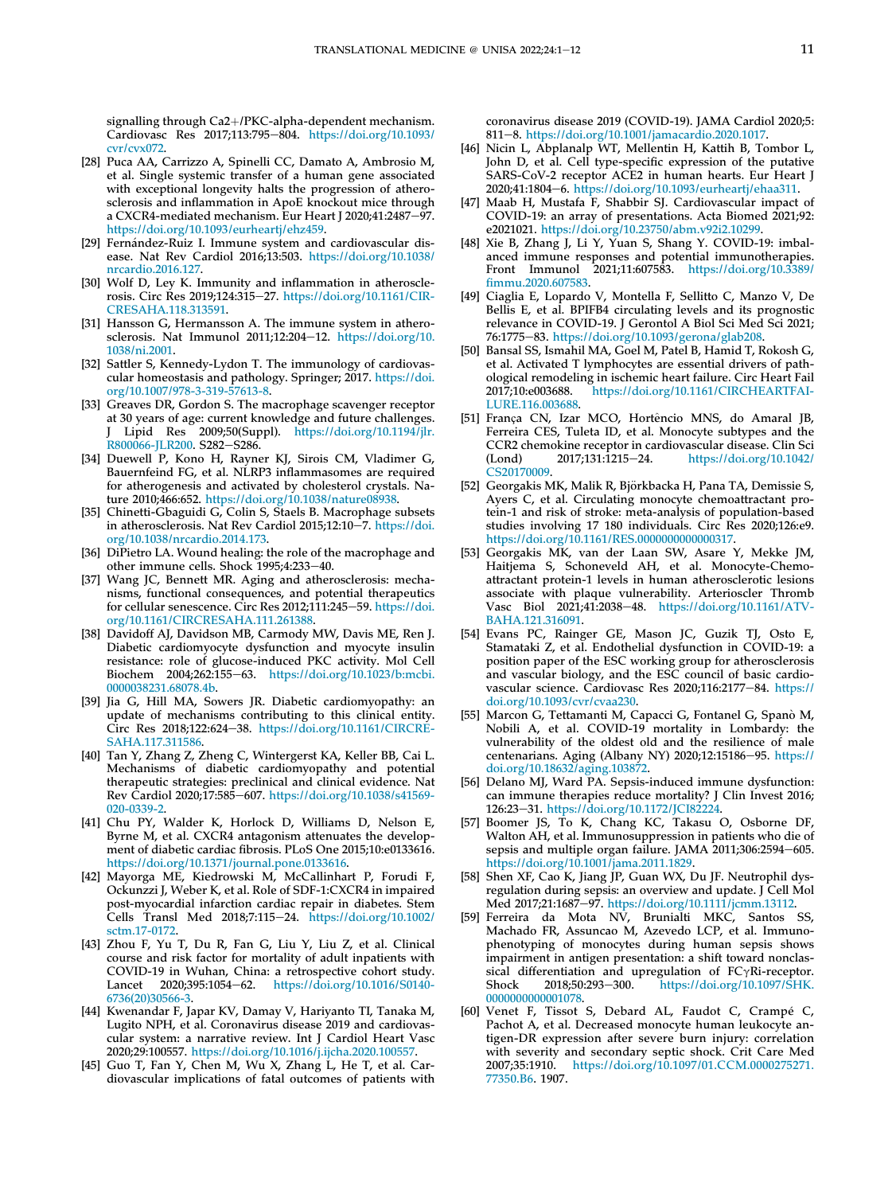signalling through Ca2+/PKC-alpha-dependent mechanism. Cardiovasc Res 2017;113:795–804. https://doi.org/10.1093/cvr/cvx072.

[28] Puca AA, Carrizzo A, Spinelli CC, Damato A, Ambrosio M, et al. Single systemic transfer of a human gene associated with exceptional longevity halts the progression of atherosclerosis and inflammation in ApoE knockout mice through a CXCR4-mediated mechanism. Eur Heart J 2020;41:2487–97. https://doi.org/10.1093/eurheartj/ehz459.

[29] Fernández-Ruiz I. Immune system and cardiovascular disease. Nat Rev Cardiol 2016;13:503. https://doi.org/10.1038/nrcardio.2016.127.

[30] Wolf D, Ley K. Immunity and inflammation in atherosclerosis. Circ Res 2019;124:315–27. https://doi.org/10.1161/CIRCRESAHA.118.313591.

[31] Hansson G, Hermansson A. The immune system in atherosclerosis. Nat Immunol 2011;12:204–12. https://doi.org/10.1038/ni.2001.

[32] Sattler S, Kennedy-Lydon T. The immunology of cardiovascular homeostasis and pathology. Springer; 2017. https://doi.org/10.1007/978-3-319-57613-8.

[33] Greaves DR, Gordon S. The macrophage scavenger receptor at 30 years of age: current knowledge and future challenges. J Lipid Res 2009;50(Suppl). https://doi.org/10.1194/jlr.R800066-JLR200. S282–S286.

[34] Duewell P, Kono H, Rayner KJ, Sirois CM, Vladimer G, Bauernfeind FG, et al. NLRP3 inflammasomes are required for atherogenesis and activated by cholesterol crystals. Nature 2010;466:652. https://doi.org/10.1038/nature08938.

[35] Chinetti-Gbaguidi G, Colin S, Staels B. Macrophage subsets in atherosclerosis. Nat Rev Cardiol 2015;12:10–7. https://doi.org/10.1038/nrcardio.2014.173.

[36] DiPietro LA. Wound healing: the role of the macrophage and other immune cells. Shock 1995;4:233–40.

[37] Wang JC, Bennett MR. Aging and atherosclerosis: mechanisms, functional consequences, and potential therapeutics for cellular senescence. Circ Res 2012;111:245–59. https://doi.org/10.1161/CIRCRESAHA.111.261388.

[38] Davidoff AJ, Davidson MB, Carmody MW, Davis ME, Ren J. Diabetic cardiomyocyte dysfunction and myocyte insulin resistance: role of glucose-induced PKC activity. Mol Cell Biochem 2004;262:155–63. https://doi.org/10.1023/b:mcbi.0000038231.68078.4b.

[39] Jia G, Hill MA, Sowers JR. Diabetic cardiomyopathy: an update of mechanisms contributing to this clinical entity. Circ Res 2018;122:624–38. https://doi.org/10.1161/CIRCRESAHA.117.311586.

[40] Tan Y, Zhang Z, Zheng C, Wintergerst KA, Keller BB, Cai L. Mechanisms of diabetic cardiomyopathy and potential therapeutic strategies: preclinical and clinical evidence. Nat Rev Cardiol 2020;17:585–607. https://doi.org/10.1038/s41569-020-0339-2.

[41] Chu PY, Walder K, Horlock D, Williams D, Nelson E, Byrne M, et al. CXCR4 antagonism attenuates the development of diabetic cardiac fibrosis. PLoS One 2015;10:e0133616. https://doi.org/10.1371/journal.pone.0133616.

[42] Mayorga ME, Kiedrowski M, McCallinhart P, Forudi F, Ockunzzi J, Weber K, et al. Role of SDF-1:CXCR4 in impaired post-myocardial infarction cardiac repair in diabetes. Stem Cells Transl Med 2018;7:115–24. https://doi.org/10.1002/sctm.17-0172.

[43] Zhou F, Yu T, Du R, Fan G, Liu Y, Liu Z, et al. Clinical course and risk factor for mortality of adult inpatients with COVID-19 in Wuhan, China: a retrospective cohort study. Lancet 2020;395:1054–62. https://doi.org/10.1016/S0140-6736(20)30566-3.

[44] Kwenandar F, Japar KV, Damay V, Hariyanto TI, Tanaka M, Lugito NPH, et al. Coronavirus disease 2019 and cardiovascular system: a narrative review. Int J Cardiol Heart Vasc 2020;29:100557. https://doi.org/10.1016/j.ijcha.2020.100557.

[45] Guo T, Fan Y, Chen M, Wu X, Zhang L, He T, et al. Cardiovascular implications of fatal outcomes of patients with coronavirus disease 2019 (COVID-19). JAMA Cardiol 2020;5:811–8. https://doi.org/10.1001/jamacardio.2020.1017.

[46] Nicin L, Abplanalp WT, Mellentin H, Kattih B, Tombor L, John D, et al. Cell type-specific expression of the putative SARS-CoV-2 receptor ACE2 in human hearts. Eur Heart J 2020;41:1804–6. https://doi.org/10.1093/eurheartj/ehaa311.

[47] Maab H, Mustafa F, Shabbir SJ. Cardiovascular impact of COVID-19: an array of presentations. Acta Biomed 2021;92:e2021021. https://doi.org/10.23750/abm.v92i2.10299.

[48] Xie B, Zhang J, Li Y, Yuan S, Shang Y. COVID-19: imbalanced immune responses and potential immunotherapies. Front Immunol 2021;11:607583. https://doi.org/10.3389/fimmu.2020.607583.

[49] Ciaglia E, Lopardo V, Montella F, Sellitto C, Manzo V, De Bellis E, et al. BPIFB4 circulating levels and its prognostic relevance in COVID-19. J Gerontol A Biol Sci Med Sci 2021;76:1775–83. https://doi.org/10.1093/gerona/glab208.

[50] Bansal SS, Ismahil MA, Goel M, Patel B, Hamid T, Rokosh G, et al. Activated T lymphocytes are essential drivers of pathological remodeling in ischemic heart failure. Circ Heart Fail 2017;10:e003688. https://doi.org/10.1161/CIRCHEARTFAILURE.116.003688.

[51] França CN, Izar MCO, Hortêncio MNS, do Amaral JB, Ferreira CES, Tuleta ID, et al. Monocyte subtypes and the CCR2 chemokine receptor in cardiovascular disease. Clin Sci (Lond) 2017;131:1215–24. https://doi.org/10.1042/CS20170009.

[52] Georgakis MK, Malik R, Björkbacka H, Pana TA, Demissie S, Ayers C, et al. Circulating monocyte chemoattractant protein-1 and risk of stroke: meta-analysis of population-based studies involving 17 180 individuals. Circ Res 2020;126:e9. https://doi.org/10.1161/RES.0000000000000317.

[53] Georgakis MK, van der Laan SW, Asare Y, Mekke JM, Haitjema S, Schoneveld AH, et al. Monocyte-Chemoattractant protein-1 levels in human atherosclerotic lesions associate with plaque vulnerability. Arterioscler Thromb Vasc Biol 2021;41:2038–48. https://doi.org/10.1161/ATVBAHA.121.316091.

[54] Evans PC, Rainger GE, Mason JC, Guzik TJ, Osto E, Stamataki Z, et al. Endothelial dysfunction in COVID-19: a position paper of the ESC working group for atherosclerosis and vascular biology, and the ESC council of basic cardiovascular science. Cardiovasc Res 2020;116:2177–84. https://doi.org/10.1093/cvr/cvaa230.

[55] Marcon G, Tettamanti M, Capacci G, Fontanel G, Spanò M, Nobili A, et al. COVID-19 mortality in Lombardy: the vulnerability of the oldest old and the resilience of male centenarians. Aging (Albany NY) 2020;12:15186–95. https://doi.org/10.18632/aging.103872.

[56] Delano MJ, Ward PA. Sepsis-induced immune dysfunction: can immune therapies reduce mortality? J Clin Invest 2016;126:23–31. https://doi.org/10.1172/JCI82224.

[57] Boomer JS, To K, Chang KC, Takasu O, Osborne DF, Walton AH, et al. Immunosuppression in patients who die of sepsis and multiple organ failure. JAMA 2011;306:2594–605. https://doi.org/10.1001/jama.2011.1829.

[58] Shen XF, Cao K, Jiang JP, Guan WX, Du JF. Neutrophil dysregulation during sepsis: an overview and update. J Cell Mol Med 2017;21:1687–97. https://doi.org/10.1111/jcmm.13112.

[59] Ferreira da Mota NV, Brunialti MKC, Santos SS, Machado FR, Assuncao M, Azevedo LCP, et al. Immunophenotyping of monocytes during human sepsis shows impairment in antigen presentation: a shift toward nonclassical differentiation and upregulation of FC$\gamma$Ri-receptor. Shock 2018;50:293–300. https://doi.org/10.1097/SHK.0000000000001078.

[60] Venet F, Tissot S, Debard AL, Faudot C, Crampé C, Pachot A, et al. Decreased monocyte human leukocyte antigen-DR expression after severe burn injury: correlation with severity and secondary septic shock. Crit Care Med 2007;35:1910. https://doi.org/10.1097/01.CCM.0000275271.77350.B6. 1907.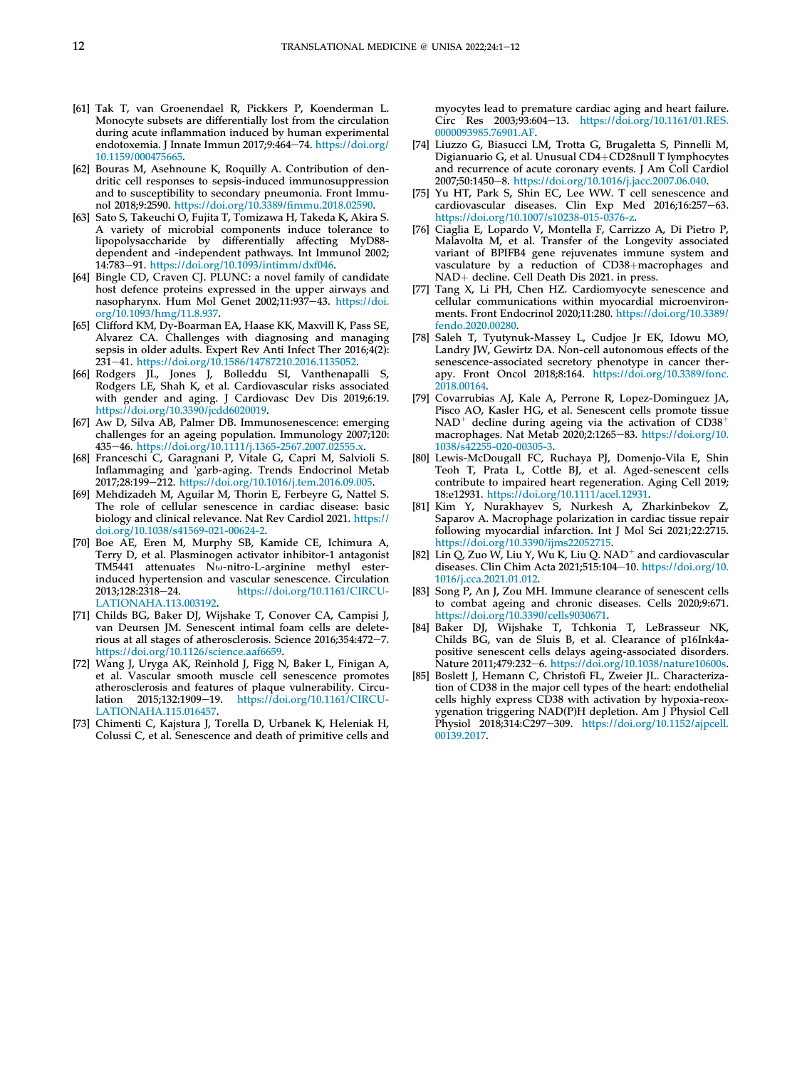[61] Tak T, van Groenendael R, Pickkers P, Koenderman L. Monocyte subsets are differentially lost from the circulation during acute inflammation induced by human experimental endotoxemia. J Innate Immun 2017;9:464–74. https://doi.org/10.1159/000475665.

[62] Bouras M, Asehnoune K, Roquilly A. Contribution of dendritic cell responses to sepsis-induced immunosuppression and to susceptibility to secondary pneumonia. Front Immunol 2018;9:2590. https://doi.org/10.3389/fimmu.2018.02590.

[63] Sato S, Takeuchi O, Fujita T, Tomizawa H, Takeda K, Akira S. A variety of microbial components induce tolerance to lipopolysaccharide by differentially affecting MyD88-dependent and -independent pathways. Int Immunol 2002; 14:783–91. https://doi.org/10.1093/intimm/dxf046.

[64] Bingle CD, Craven CJ. PLUNC: a novel family of candidate host defence proteins expressed in the upper airways and nasopharynx. Hum Mol Genet 2002;11:937–43. https://doi.org/10.1093/hmg/11.8.937.

[65] Clifford KM, Dy-Boarman EA, Haase KK, Maxvill K, Pass SE, Alvarez CA. Challenges with diagnosing and managing sepsis in older adults. Expert Rev Anti Infect Ther 2016;4(2): 231–41. https://doi.org/10.1586/14787210.2016.1135052.

[66] Rodgers JL, Jones J, Bolleddu SI, Vanthenapalli S, Rodgers LE, Shah K, et al. Cardiovascular risks associated with gender and aging. J Cardiovasc Dev Dis 2019;6:19. https://doi.org/10.3390/jcdd6020019.

[67] Aw D, Silva AB, Palmer DB. Immunosenescence: emerging challenges for an ageing population. Immunology 2007;120: 435–46. https://doi.org/10.1111/j.1365-2567.2007.02555.x.

[68] Franceschi C, Garagnani P, Vitale G, Capri M, Salvioli S. Inflammaging and 'garb-aging. Trends Endocrinol Metab 2017;28:199–212. https://doi.org/10.1016/j.tem.2016.09.005.

[69] Mehdizadeh M, Aguilar M, Thorin E, Ferbeyre G, Nattel S. The role of cellular senescence in cardiac disease: basic biology and clinical relevance. Nat Rev Cardiol 2021. https://doi.org/10.1038/s41569-021-00624-2.

[70] Boe AE, Eren M, Murphy SB, Kamide CE, Ichimura A, Terry D, et al. Plasminogen activator inhibitor-1 antagonist TM5441 attenuates Nω-nitro-L-arginine methyl ester-induced hypertension and vascular senescence. Circulation 2013;128:2318–24. https://doi.org/10.1161/CIRCULATIONAHA.113.003192.

[71] Childs BG, Baker DJ, Wijshake T, Conover CA, Campisi J, van Deursen JM. Senescent intimal foam cells are deleterious at all stages of atherosclerosis. Science 2016;354:472–7. https://doi.org/10.1126/science.aaf6659.

[72] Wang J, Uryga AK, Reinhold J, Figg N, Baker L, Finigan A, et al. Vascular smooth muscle cell senescence promotes atherosclerosis and features of plaque vulnerability. Circulation 2015;132:1909–19. https://doi.org/10.1161/CIRCULATIONAHA.115.016457.

[73] Chimenti C, Kajstura J, Torella D, Urbanek K, Heleniak H, Colussi C, et al. Senescence and death of primitive cells and myocytes lead to premature cardiac aging and heart failure. Circ Res 2003;93:604–13. https://doi.org/10.1161/01.RES.0000093985.76901.AF.

[74] Liuzzo G, Biasucci LM, Trotta G, Brugaletta S, Pinnelli M, Digianuario G, et al. Unusual CD4+CD28null T lymphocytes and recurrence of acute coronary events. J Am Coll Cardiol 2007;50:1450–8. https://doi.org/10.1016/j.jacc.2007.06.040.

[75] Yu HT, Park S, Shin EC, Lee WW. T cell senescence and cardiovascular diseases. Clin Exp Med 2016;16:257–63. https://doi.org/10.1007/s10238-015-0376-z.

[76] Ciaglia E, Lopardo V, Montella F, Carrizzo A, Di Pietro P, Malavolta M, et al. Transfer of the Longevity associated variant of BPIFB4 gene rejuvenates immune system and vasculature by a reduction of CD38+macrophages and NAD+ decline. Cell Death Dis 2021. in press.

[77] Tang X, Li PH, Chen HZ. Cardiomyocyte senescence and cellular communications within myocardial microenvironments. Front Endocrinol 2020;11:280. https://doi.org/10.3389/fendo.2020.00280.

[78] Saleh T, Tyutynuk-Massey L, Cudjoe Jr EK, Idowu MO, Landry JW, Gewirtz DA. Non-cell autonomous effects of the senescence-associated secretory phenotype in cancer therapy. Front Oncol 2018;8:164. https://doi.org/10.3389/fonc.2018.00164.

[79] Covarrubias AJ, Kale A, Perrone R, Lopez-Dominguez JA, Pisco AO, Kasler HG, et al. Senescent cells promote tissue $NAD^+$ decline during ageing via the activation of $CD38^+$ macrophages. Nat Metab 2020;2:1265–83. https://doi.org/10.1038/s42255-020-00305-3.

[80] Lewis-McDougall FC, Ruchaya PJ, Domenjo-Vila E, Shin Teoh T, Prata L, Cottle BJ, et al. Aged-senescent cells contribute to impaired heart regeneration. Aging Cell 2019; 18:e12931. https://doi.org/10.1111/acel.12931.

[81] Kim Y, Nurakhayev S, Nurkesh A, Zharkinbekov Z, Saparov A. Macrophage polarization in cardiac tissue repair following myocardial infarction. Int J Mol Sci 2021;22:2715. https://doi.org/10.3390/ijms22052715.

[82] Lin Q, Zuo W, Liu Y, Wu K, Liu Q. $NAD^+$ and cardiovascular diseases. Clin Chim Acta 2021;515:104–10. https://doi.org/10.1016/j.cca.2021.01.012.

[83] Song P, An J, Zou MH. Immune clearance of senescent cells to combat ageing and chronic diseases. Cells 2020;9:671. https://doi.org/10.3390/cells9030671.

[84] Baker DJ, Wijshake T, Tchkonia T, LeBrasseur NK, Childs BG, van de Sluis B, et al. Clearance of p16Ink4a-positive senescent cells delays ageing-associated disorders. Nature 2011;479:232–6. https://doi.org/10.1038/nature10600s.

[85] Boslett J, Hemann C, Christofi FL, Zweier JL. Characterization of CD38 in the major cell types of the heart: endothelial cells highly express CD38 with activation by hypoxia-reoxygenation triggering NAD(P)H depletion. Am J Physiol Cell Physiol 2018;314:C297–309. https://doi.org/10.1152/ajpcell.00139.2017.